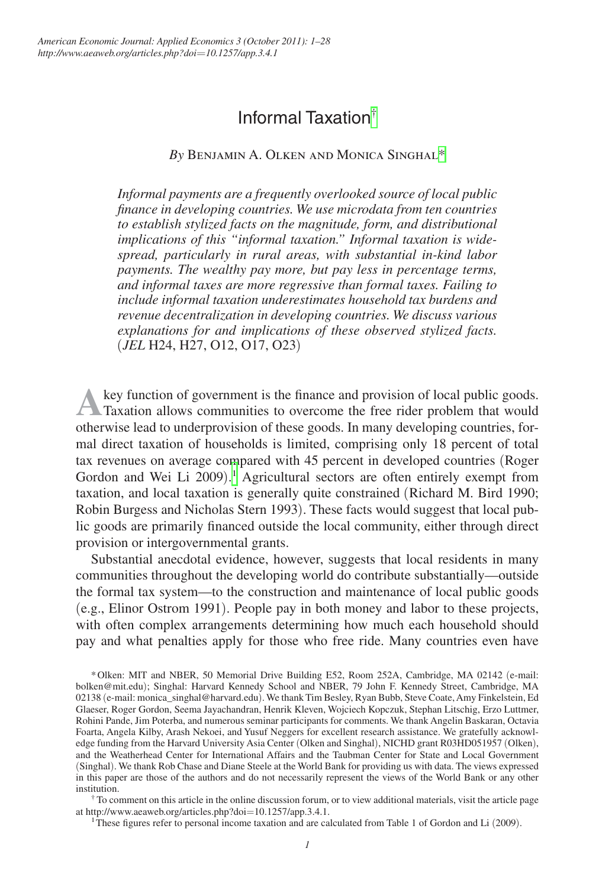# Informal Taxation[†]

*By* Benjamin A. Olken and Monica Singhal[*]

*Informal payments are a frequently overlooked source of local public finance in developing countries. We use microdata from ten countries to establish stylized facts on the magnitude, form, and distributional implications of this "informal taxation." Informal taxation is widespread, particularly in rural areas, with substantial in-kind labor payments. The wealthy pay more, but pay less in percentage terms, and informal taxes are more regressive than formal taxes. Failing to include informal taxation underestimates household tax burdens and revenue decentralization in developing countries. We discuss various explanations for and implications of these observed stylized facts.* (*JEL* H24, H27, O12, O17, O23)

A key function of government is the finance and provision of local public goods. Taxation allows communities to overcome the free rider problem that would otherwise lead to underprovision of these goods. In many developing countries, formal direct taxation of households is limited, comprising only 18 percent of total tax revenues on average compared with 45 percent in developed countries (Roger Gordon and Wei Li 2009).[1] Agricultural sectors are often entirely exempt from taxation, and local taxation is generally quite constrained (Richard M. Bird 1990; Robin Burgess and Nicholas Stern 1993). These facts would suggest that local public goods are primarily financed outside the local community, either through direct provision or intergovernmental grants.

Substantial anecdotal evidence, however, suggests that local residents in many communities throughout the developing world do contribute substantially—outside the formal tax system—to the construction and maintenance of local public goods (e.g., Elinor Ostrom 1991). People pay in both money and labor to these projects, with often complex arrangements determining how much each household should pay and what penalties apply for those who free ride. Many countries even have

---

[*] Olken: MIT and NBER, 50 Memorial Drive Building E52, Room 252A, Cambridge, MA 02142 (e-mail: bolken@mit.edu); Singhal: Harvard Kennedy School and NBER, 79 John F. Kennedy Street, Cambridge, MA 02138 (e-mail: monica_singhal@harvard.edu). We thank Tim Besley, Ryan Bubb, Steve Coate, Amy Finkelstein, Ed Glaeser, Roger Gordon, Seema Jayachandran, Henrik Kleven, Wojciech Kopczuk, Stephan Litschig, Erzo Luttmer, Rohini Pande, Jim Poterba, and numerous seminar participants for comments. We thank Angelin Baskaran, Octavia Foarta, Angela Kilby, Arash Nekoei, and Yusuf Neggers for excellent research assistance. We gratefully acknowledge funding from the Harvard University Asia Center (Olken and Singhal), NICHD grant R03HD051957 (Olken), and the Weatherhead Center for International Affairs and the Taubman Center for State and Local Government (Singhal). We thank Rob Chase and Diane Steele at the World Bank for providing us with data. The views expressed in this paper are those of the authors and do not necessarily represent the views of the World Bank or any other institution.

[†] To comment on this article in the online discussion forum, or to view additional materials, visit the article page at http://www.aeaweb.org/articles.php?doi=10.1257/app.3.4.1.

[1] These figures refer to personal income taxation and are calculated from Table 1 of Gordon and Li (2009).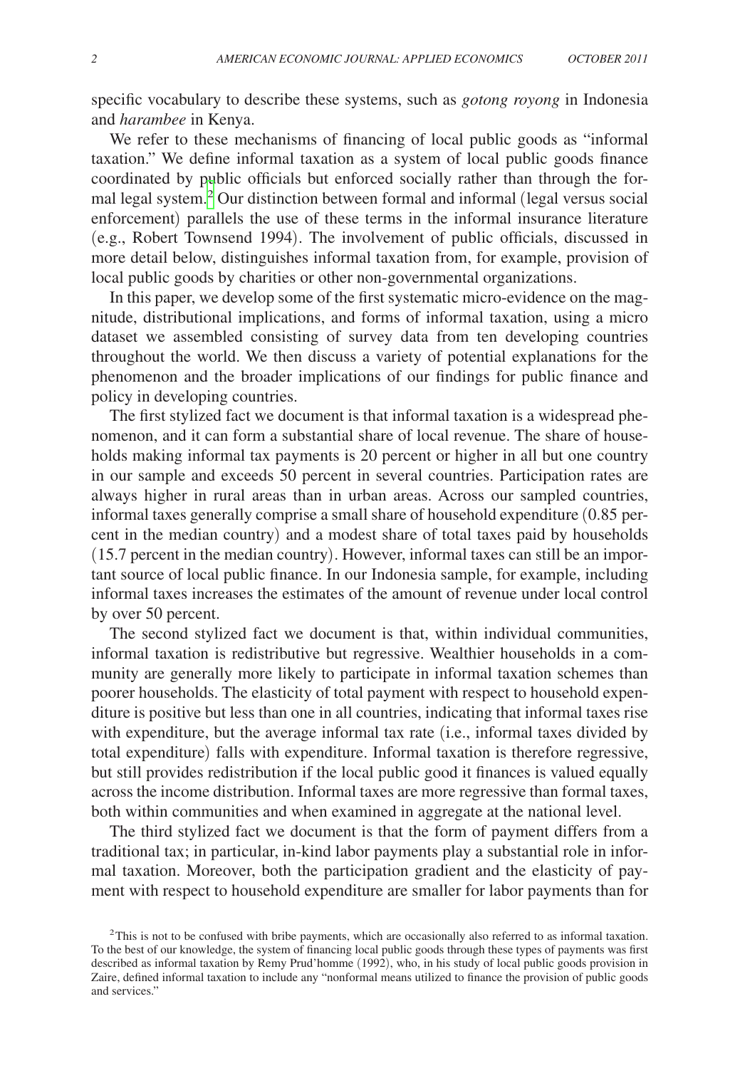specific vocabulary to describe these systems, such as *gotong royong* in Indonesia and *harambee* in Kenya.

We refer to these mechanisms of financing of local public goods as "informal taxation." We define informal taxation as a system of local public goods finance coordinated by public officials but enforced socially rather than through the formal legal system.[2] Our distinction between formal and informal (legal versus social enforcement) parallels the use of these terms in the informal insurance literature (e.g., Robert Townsend 1994). The involvement of public officials, discussed in more detail below, distinguishes informal taxation from, for example, provision of local public goods by charities or other non-governmental organizations.

In this paper, we develop some of the first systematic micro-evidence on the magnitude, distributional implications, and forms of informal taxation, using a micro dataset we assembled consisting of survey data from ten developing countries throughout the world. We then discuss a variety of potential explanations for the phenomenon and the broader implications of our findings for public finance and policy in developing countries.

The first stylized fact we document is that informal taxation is a widespread phenomenon, and it can form a substantial share of local revenue. The share of households making informal tax payments is 20 percent or higher in all but one country in our sample and exceeds 50 percent in several countries. Participation rates are always higher in rural areas than in urban areas. Across our sampled countries, informal taxes generally comprise a small share of household expenditure (0.85 percent in the median country) and a modest share of total taxes paid by households (15.7 percent in the median country). However, informal taxes can still be an important source of local public finance. In our Indonesia sample, for example, including informal taxes increases the estimates of the amount of revenue under local control by over 50 percent.

The second stylized fact we document is that, within individual communities, informal taxation is redistributive but regressive. Wealthier households in a community are generally more likely to participate in informal taxation schemes than poorer households. The elasticity of total payment with respect to household expenditure is positive but less than one in all countries, indicating that informal taxes rise with expenditure, but the average informal tax rate (i.e., informal taxes divided by total expenditure) falls with expenditure. Informal taxation is therefore regressive, but still provides redistribution if the local public good it finances is valued equally across the income distribution. Informal taxes are more regressive than formal taxes, both within communities and when examined in aggregate at the national level.

The third stylized fact we document is that the form of payment differs from a traditional tax; in particular, in-kind labor payments play a substantial role in informal taxation. Moreover, both the participation gradient and the elasticity of payment with respect to household expenditure are smaller for labor payments than for

[2] This is not to be confused with bribe payments, which are occasionally also referred to as informal taxation. To the best of our knowledge, the system of financing local public goods through these types of payments was first described as informal taxation by Remy Prud'homme (1992), who, in his study of local public goods provision in Zaire, defined informal taxation to include any "nonformal means utilized to finance the provision of public goods and services."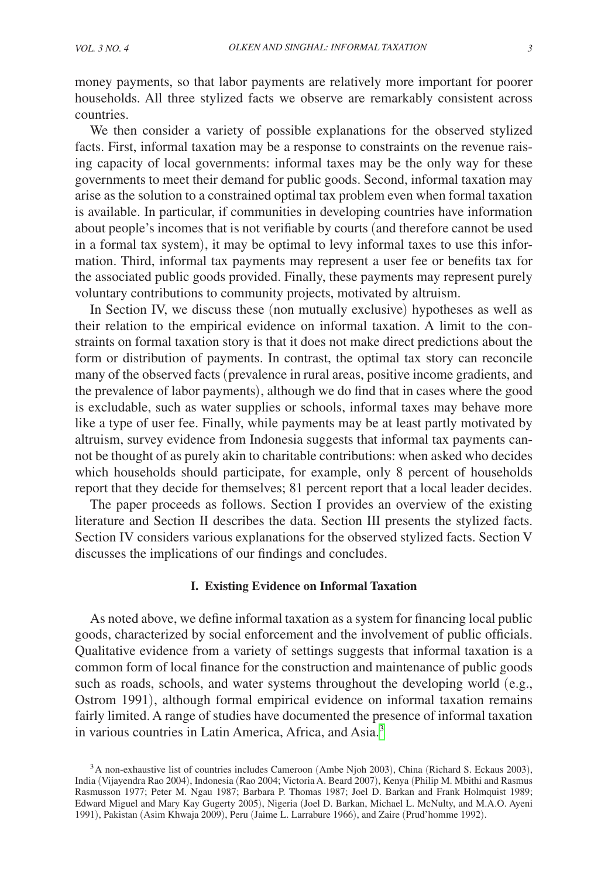money payments, so that labor payments are relatively more important for poorer households. All three stylized facts we observe are remarkably consistent across countries.

We then consider a variety of possible explanations for the observed stylized facts. First, informal taxation may be a response to constraints on the revenue raising capacity of local governments: informal taxes may be the only way for these governments to meet their demand for public goods. Second, informal taxation may arise as the solution to a constrained optimal tax problem even when formal taxation is available. In particular, if communities in developing countries have information about people's incomes that is not verifiable by courts (and therefore cannot be used in a formal tax system), it may be optimal to levy informal taxes to use this information. Third, informal tax payments may represent a user fee or benefits tax for the associated public goods provided. Finally, these payments may represent purely voluntary contributions to community projects, motivated by altruism.

In Section IV, we discuss these (non mutually exclusive) hypotheses as well as their relation to the empirical evidence on informal taxation. A limit to the constraints on formal taxation story is that it does not make direct predictions about the form or distribution of payments. In contrast, the optimal tax story can reconcile many of the observed facts (prevalence in rural areas, positive income gradients, and the prevalence of labor payments), although we do find that in cases where the good is excludable, such as water supplies or schools, informal taxes may behave more like a type of user fee. Finally, while payments may be at least partly motivated by altruism, survey evidence from Indonesia suggests that informal tax payments cannot be thought of as purely akin to charitable contributions: when asked who decides which households should participate, for example, only 8 percent of households report that they decide for themselves; 81 percent report that a local leader decides.

The paper proceeds as follows. Section I provides an overview of the existing literature and Section II describes the data. Section III presents the stylized facts. Section IV considers various explanations for the observed stylized facts. Section V discusses the implications of our findings and concludes.

## I. Existing Evidence on Informal Taxation

As noted above, we define informal taxation as a system for financing local public goods, characterized by social enforcement and the involvement of public officials. Qualitative evidence from a variety of settings suggests that informal taxation is a common form of local finance for the construction and maintenance of public goods such as roads, schools, and water systems throughout the developing world (e.g., Ostrom 1991), although formal empirical evidence on informal taxation remains fairly limited. A range of studies have documented the presence of informal taxation in various countries in Latin America, Africa, and Asia.[3]

[3] A non-exhaustive list of countries includes Cameroon (Ambe Njoh 2003), China (Richard S. Eckaus 2003), India (Vijayendra Rao 2004), Indonesia (Rao 2004; Victoria A. Beard 2007), Kenya (Philip M. Mbithi and Rasmus Rasmusson 1977; Peter M. Ngau 1987; Barbara P. Thomas 1987; Joel D. Barkan and Frank Holmquist 1989; Edward Miguel and Mary Kay Gugerty 2005), Nigeria (Joel D. Barkan, Michael L. McNulty, and M.A.O. Ayeni 1991), Pakistan (Asim Khwaja 2009), Peru (Jaime L. Larrabure 1966), and Zaire (Prud'homme 1992).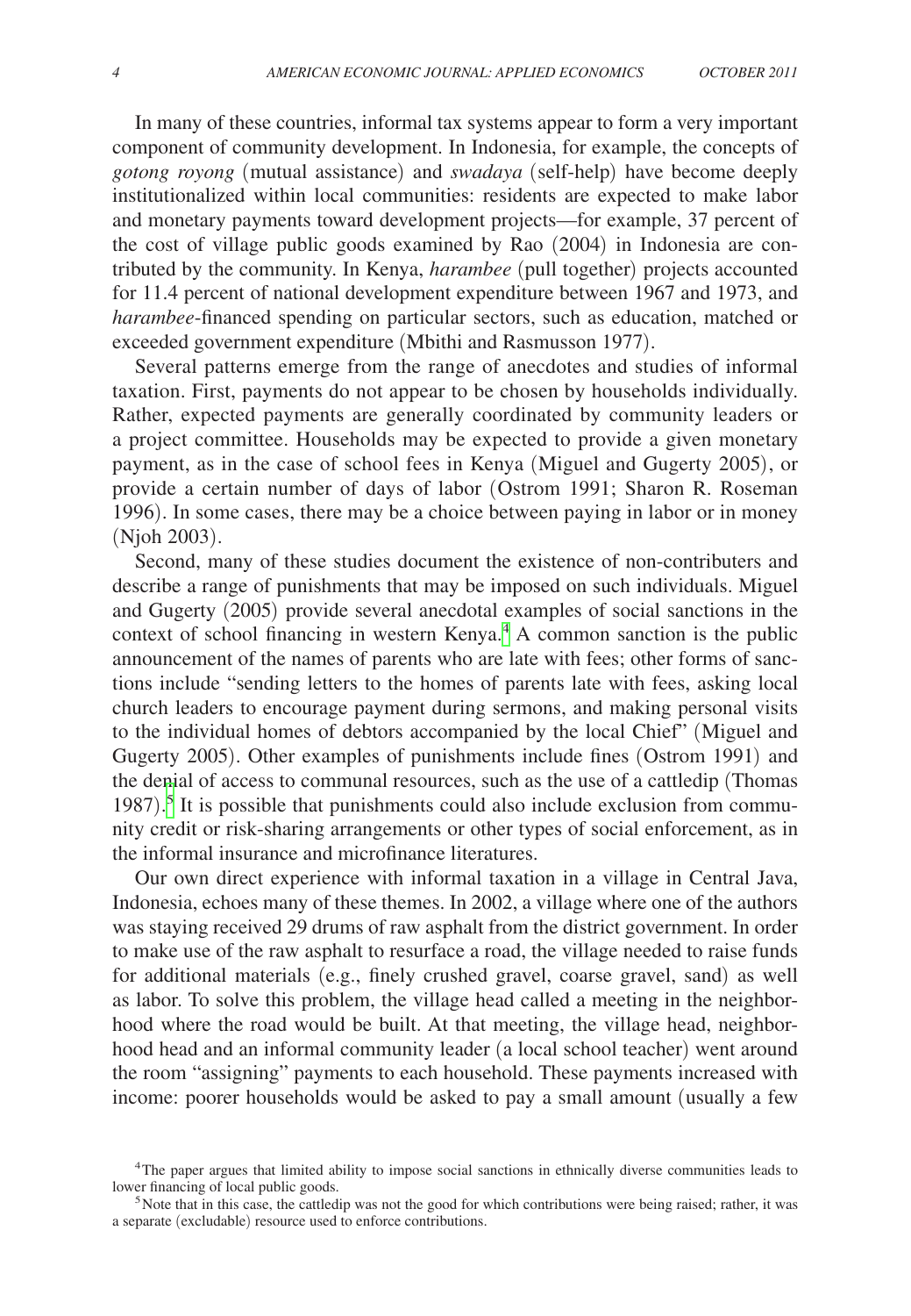In many of these countries, informal tax systems appear to form a very important component of community development. In Indonesia, for example, the concepts of *gotong royong* (mutual assistance) and *swadaya* (self-help) have become deeply institutionalized within local communities: residents are expected to make labor and monetary payments toward development projects—for example, 37 percent of the cost of village public goods examined by Rao (2004) in Indonesia are contributed by the community. In Kenya, *harambee* (pull together) projects accounted for 11.4 percent of national development expenditure between 1967 and 1973, and *harambee*-financed spending on particular sectors, such as education, matched or exceeded government expenditure (Mbithi and Rasmusson 1977).

Several patterns emerge from the range of anecdotes and studies of informal taxation. First, payments do not appear to be chosen by households individually. Rather, expected payments are generally coordinated by community leaders or a project committee. Households may be expected to provide a given monetary payment, as in the case of school fees in Kenya (Miguel and Gugerty 2005), or provide a certain number of days of labor (Ostrom 1991; Sharon R. Roseman 1996). In some cases, there may be a choice between paying in labor or in money (Njoh 2003).

Second, many of these studies document the existence of non-contributers and describe a range of punishments that may be imposed on such individuals. Miguel and Gugerty (2005) provide several anecdotal examples of social sanctions in the context of school financing in western Kenya.[4] A common sanction is the public announcement of the names of parents who are late with fees; other forms of sanctions include "sending letters to the homes of parents late with fees, asking local church leaders to encourage payment during sermons, and making personal visits to the individual homes of debtors accompanied by the local Chief" (Miguel and Gugerty 2005). Other examples of punishments include fines (Ostrom 1991) and the denial of access to communal resources, such as the use of a cattledip (Thomas 1987).[5] It is possible that punishments could also include exclusion from community credit or risk-sharing arrangements or other types of social enforcement, as in the informal insurance and microfinance literatures.

Our own direct experience with informal taxation in a village in Central Java, Indonesia, echoes many of these themes. In 2002, a village where one of the authors was staying received 29 drums of raw asphalt from the district government. In order to make use of the raw asphalt to resurface a road, the village needed to raise funds for additional materials (e.g., finely crushed gravel, coarse gravel, sand) as well as labor. To solve this problem, the village head called a meeting in the neighborhood where the road would be built. At that meeting, the village head, neighborhood head and an informal community leader (a local school teacher) went around the room "assigning" payments to each household. These payments increased with income: poorer households would be asked to pay a small amount (usually a few

[4] The paper argues that limited ability to impose social sanctions in ethnically diverse communities leads to lower financing of local public goods.

[5] Note that in this case, the cattledip was not the good for which contributions were being raised; rather, it was a separate (excludable) resource used to enforce contributions.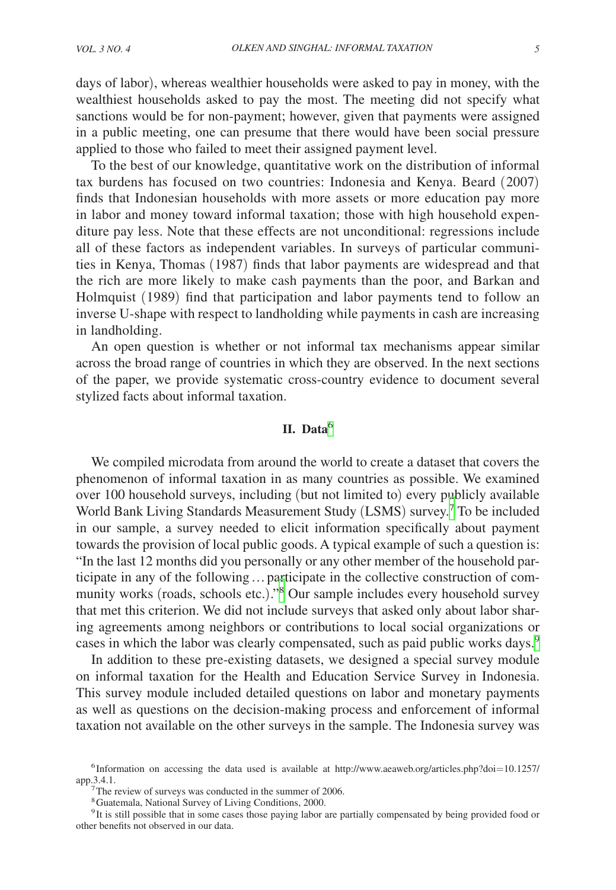days of labor), whereas wealthier households were asked to pay in money, with the wealthiest households asked to pay the most. The meeting did not specify what sanctions would be for non-payment; however, given that payments were assigned in a public meeting, one can presume that there would have been social pressure applied to those who failed to meet their assigned payment level.

To the best of our knowledge, quantitative work on the distribution of informal tax burdens has focused on two countries: Indonesia and Kenya. Beard (2007) finds that Indonesian households with more assets or more education pay more in labor and money toward informal taxation; those with high household expenditure pay less. Note that these effects are not unconditional: regressions include all of these factors as independent variables. In surveys of particular communities in Kenya, Thomas (1987) finds that labor payments are widespread and that the rich are more likely to make cash payments than the poor, and Barkan and Holmquist (1989) find that participation and labor payments tend to follow an inverse U-shape with respect to landholding while payments in cash are increasing in landholding.

An open question is whether or not informal tax mechanisms appear similar across the broad range of countries in which they are observed. In the next sections of the paper, we provide systematic cross-country evidence to document several stylized facts about informal taxation.

## II. Data[6]

We compiled microdata from around the world to create a dataset that covers the phenomenon of informal taxation in as many countries as possible. We examined over 100 household surveys, including (but not limited to) every publicly available World Bank Living Standards Measurement Study (LSMS) survey.[7] To be included in our sample, a survey needed to elicit information specifically about payment towards the provision of local public goods. A typical example of such a question is: "In the last 12 months did you personally or any other member of the household participate in any of the following … participate in the collective construction of community works (roads, schools etc.)."[8] Our sample includes every household survey that met this criterion. We did not include surveys that asked only about labor sharing agreements among neighbors or contributions to local social organizations or cases in which the labor was clearly compensated, such as paid public works days.[9]

In addition to these pre-existing datasets, we designed a special survey module on informal taxation for the Health and Education Service Survey in Indonesia. This survey module included detailed questions on labor and monetary payments as well as questions on the decision-making process and enforcement of informal taxation not available on the other surveys in the sample. The Indonesia survey was

[6] Information on accessing the data used is available at http://www.aeaweb.org/articles.php?doi=10.1257/app.3.4.1.

[7] The review of surveys was conducted in the summer of 2006.

[8] Guatemala, National Survey of Living Conditions, 2000.

[9] It is still possible that in some cases those paying labor are partially compensated by being provided food or other benefits not observed in our data.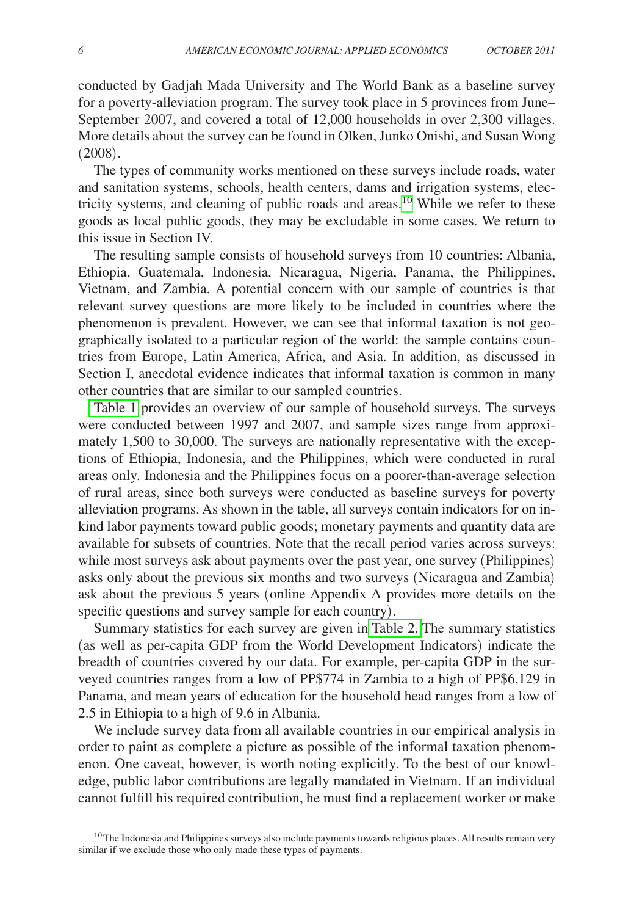conducted by Gadjah Mada University and The World Bank as a baseline survey for a poverty-alleviation program. The survey took place in 5 provinces from June–September 2007, and covered a total of 12,000 households in over 2,300 villages. More details about the survey can be found in Olken, Junko Onishi, and Susan Wong (2008).

The types of community works mentioned on these surveys include roads, water and sanitation systems, schools, health centers, dams and irrigation systems, electricity systems, and cleaning of public roads and areas.[10] While we refer to these goods as local public goods, they may be excludable in some cases. We return to this issue in Section IV.

The resulting sample consists of household surveys from 10 countries: Albania, Ethiopia, Guatemala, Indonesia, Nicaragua, Nigeria, Panama, the Philippines, Vietnam, and Zambia. A potential concern with our sample of countries is that relevant survey questions are more likely to be included in countries where the phenomenon is prevalent. However, we can see that informal taxation is not geographically isolated to a particular region of the world: the sample contains countries from Europe, Latin America, Africa, and Asia. In addition, as discussed in Section I, anecdotal evidence indicates that informal taxation is common in many other countries that are similar to our sampled countries.

Table 1 provides an overview of our sample of household surveys. The surveys were conducted between 1997 and 2007, and sample sizes range from approximately 1,500 to 30,000. The surveys are nationally representative with the exceptions of Ethiopia, Indonesia, and the Philippines, which were conducted in rural areas only. Indonesia and the Philippines focus on a poorer-than-average selection of rural areas, since both surveys were conducted as baseline surveys for poverty alleviation programs. As shown in the table, all surveys contain indicators for on in-kind labor payments toward public goods; monetary payments and quantity data are available for subsets of countries. Note that the recall period varies across surveys: while most surveys ask about payments over the past year, one survey (Philippines) asks only about the previous six months and two surveys (Nicaragua and Zambia) ask about the previous 5 years (online Appendix A provides more details on the specific questions and survey sample for each country).

Summary statistics for each survey are given in Table 2. The summary statistics (as well as per-capita GDP from the World Development Indicators) indicate the breadth of countries covered by our data. For example, per-capita GDP in the surveyed countries ranges from a low of PP$774 in Zambia to a high of PP$6,129 in Panama, and mean years of education for the household head ranges from a low of 2.5 in Ethiopia to a high of 9.6 in Albania.

We include survey data from all available countries in our empirical analysis in order to paint as complete a picture as possible of the informal taxation phenomenon. One caveat, however, is worth noting explicitly. To the best of our knowledge, public labor contributions are legally mandated in Vietnam. If an individual cannot fulfill his required contribution, he must find a replacement worker or make

[10] The Indonesia and Philippines surveys also include payments towards religious places. All results remain very similar if we exclude those who only made these types of payments.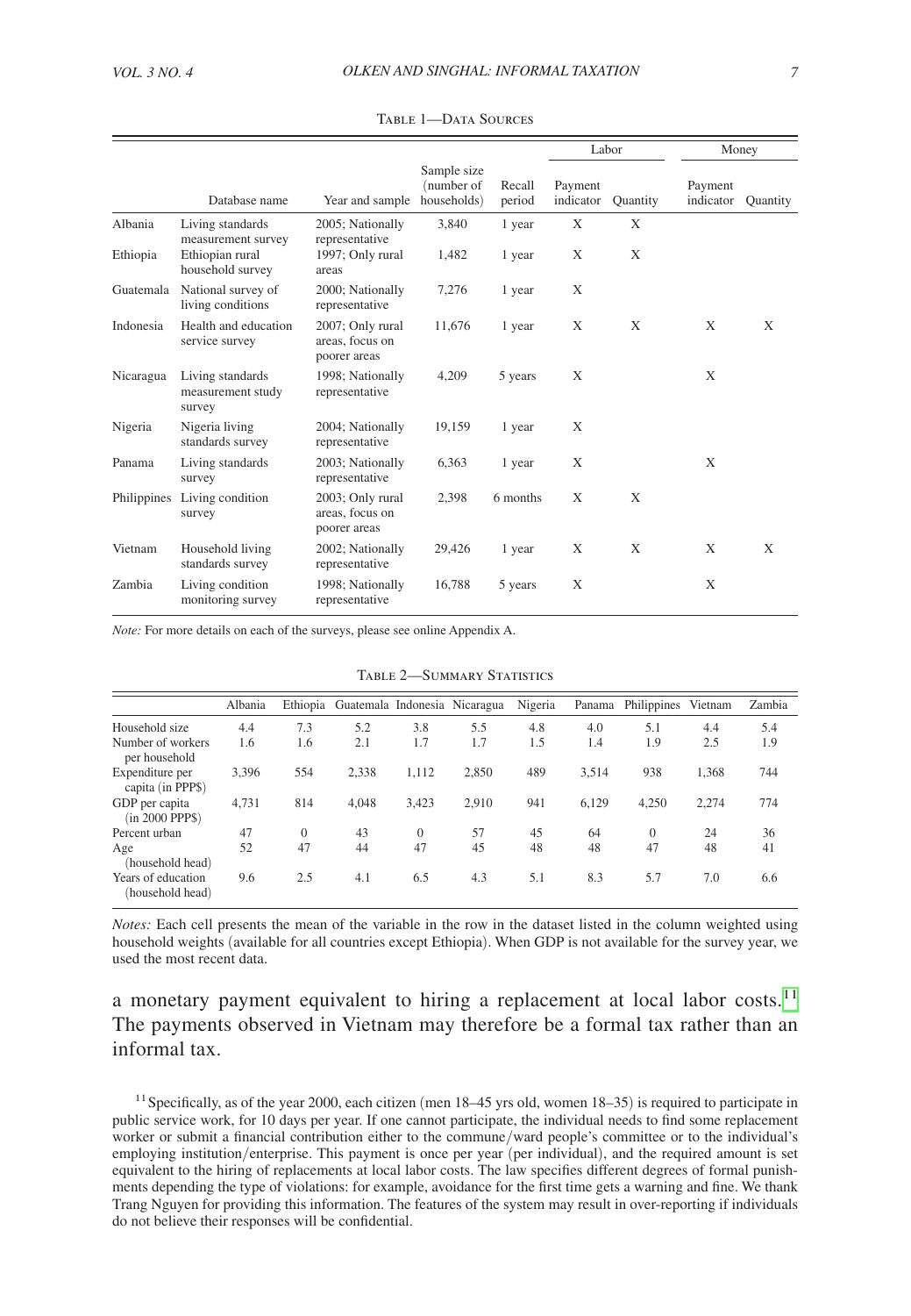Table 1—Data Sources

| | Database name | Year and sample | Sample size (number of households) | Recall period | Labor | | Money | |
|---|---|---|---|---|---|---|---|---|
| | | | | | Payment indicator | Quantity | Payment indicator | Quantity |
| Albania | Living standards measurement survey | 2005; Nationally representative | 3,840 | 1 year | X | X | | |
| Ethiopia | Ethiopian rural household survey | 1997; Only rural areas | 1,482 | 1 year | X | X | | |
| Guatemala | National survey of living conditions | 2000; Nationally representative | 7,276 | 1 year | X | | | |
| Indonesia | Health and education service survey | 2007; Only rural areas, focus on poorer areas | 11,676 | 1 year | X | X | X | X |
| Nicaragua | Living standards measurement study survey | 1998; Nationally representative | 4,209 | 5 years | X | | X | |
| Nigeria | Nigeria living standards survey | 2004; Nationally representative | 19,159 | 1 year | X | | | |
| Panama | Living standards survey | 2003; Nationally representative | 6,363 | 1 year | X | | X | |
| Philippines | Living condition survey | 2003; Only rural areas, focus on poorer areas | 2,398 | 6 months | X | X | | |
| Vietnam | Household living standards survey | 2002; Nationally representative | 29,426 | 1 year | X | X | X | X |
| Zambia | Living condition monitoring survey | 1998; Nationally representative | 16,788 | 5 years | X | | X | |

*Note:* For more details on each of the surveys, please see online Appendix A.

Table 2—Summary Statistics

| | Albania | Ethiopia | Guatemala | Indonesia | Nicaragua | Nigeria | Panama | Philippines | Vietnam | Zambia |
|---|---|---|---|---|---|---|---|---|---|---|
| Household size | 4.4 | 7.3 | 5.2 | 3.8 | 5.5 | 4.8 | 4.0 | 5.1 | 4.4 | 5.4 |
| Number of workers per household | 1.6 | 1.6 | 2.1 | 1.7 | 1.7 | 1.5 | 1.4 | 1.9 | 2.5 | 1.9 |
| Expenditure per capita (in PPP$) | 3,396 | 554 | 2,338 | 1,112 | 2,850 | 489 | 3,514 | 938 | 1,368 | 744 |
| GDP per capita (in 2000 PPP$) | 4,731 | 814 | 4,048 | 3,423 | 2,910 | 941 | 6,129 | 4,250 | 2,274 | 774 |
| Percent urban | 47 | 0 | 43 | 0 | 57 | 45 | 64 | 0 | 24 | 36 |
| Age (household head) | 52 | 47 | 44 | 47 | 45 | 48 | 48 | 47 | 48 | 41 |
| Years of education (household head) | 9.6 | 2.5 | 4.1 | 6.5 | 4.3 | 5.1 | 8.3 | 5.7 | 7.0 | 6.6 |

*Notes:* Each cell presents the mean of the variable in the row in the dataset listed in the column weighted using household weights (available for all countries except Ethiopia). When GDP is not available for the survey year, we used the most recent data.

a monetary payment equivalent to hiring a replacement at local labor costs.[11] The payments observed in Vietnam may therefore be a formal tax rather than an informal tax.

[11] Specifically, as of the year 2000, each citizen (men 18–45 yrs old, women 18–35) is required to participate in public service work, for 10 days per year. If one cannot participate, the individual needs to find some replacement worker or submit a financial contribution either to the commune/ward people's committee or to the individual's employing institution/enterprise. This payment is once per year (per individual), and the required amount is set equivalent to the hiring of replacements at local labor costs. The law specifies different degrees of formal punishments depending the type of violations: for example, avoidance for the first time gets a warning and fine. We thank Trang Nguyen for providing this information. The features of the system may result in over-reporting if individuals do not believe their responses will be confidential.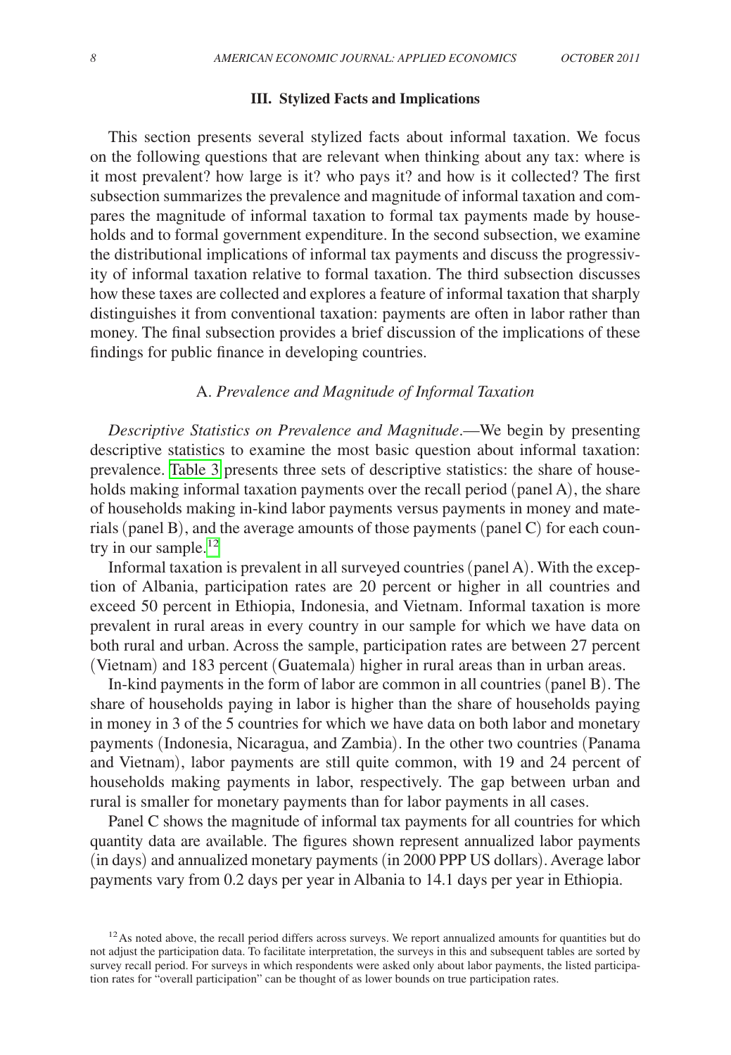## III. Stylized Facts and Implications

This section presents several stylized facts about informal taxation. We focus on the following questions that are relevant when thinking about any tax: where is it most prevalent? how large is it? who pays it? and how is it collected? The first subsection summarizes the prevalence and magnitude of informal taxation and compares the magnitude of informal taxation to formal tax payments made by households and to formal government expenditure. In the second subsection, we examine the distributional implications of informal tax payments and discuss the progressivity of informal taxation relative to formal taxation. The third subsection discusses how these taxes are collected and explores a feature of informal taxation that sharply distinguishes it from conventional taxation: payments are often in labor rather than money. The final subsection provides a brief discussion of the implications of these findings for public finance in developing countries.

### A. *Prevalence and Magnitude of Informal Taxation*

*Descriptive Statistics on Prevalence and Magnitude*.—We begin by presenting descriptive statistics to examine the most basic question about informal taxation: prevalence. Table 3 presents three sets of descriptive statistics: the share of households making informal taxation payments over the recall period (panel A), the share of households making in-kind labor payments versus payments in money and materials (panel B), and the average amounts of those payments (panel C) for each country in our sample.[12]

Informal taxation is prevalent in all surveyed countries (panel A). With the exception of Albania, participation rates are 20 percent or higher in all countries and exceed 50 percent in Ethiopia, Indonesia, and Vietnam. Informal taxation is more prevalent in rural areas in every country in our sample for which we have data on both rural and urban. Across the sample, participation rates are between 27 percent (Vietnam) and 183 percent (Guatemala) higher in rural areas than in urban areas.

In-kind payments in the form of labor are common in all countries (panel B). The share of households paying in labor is higher than the share of households paying in money in 3 of the 5 countries for which we have data on both labor and monetary payments (Indonesia, Nicaragua, and Zambia). In the other two countries (Panama and Vietnam), labor payments are still quite common, with 19 and 24 percent of households making payments in labor, respectively. The gap between urban and rural is smaller for monetary payments than for labor payments in all cases.

Panel C shows the magnitude of informal tax payments for all countries for which quantity data are available. The figures shown represent annualized labor payments (in days) and annualized monetary payments (in 2000 PPP US dollars). Average labor payments vary from 0.2 days per year in Albania to 14.1 days per year in Ethiopia.

[12] As noted above, the recall period differs across surveys. We report annualized amounts for quantities but do not adjust the participation data. To facilitate interpretation, the surveys in this and subsequent tables are sorted by survey recall period. For surveys in which respondents were asked only about labor payments, the listed participation rates for "overall participation" can be thought of as lower bounds on true participation rates.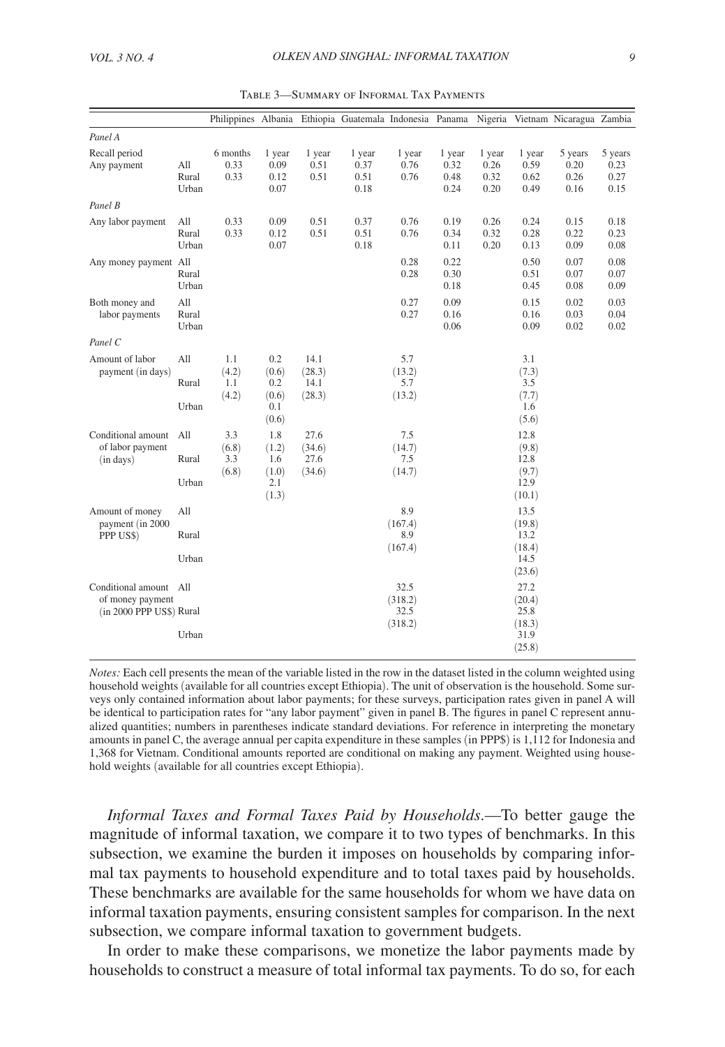Table 3—Summary of Informal Tax Payments

| | | Philippines | Albania | Ethiopia | Guatemala | Indonesia | Panama | Nigeria | Vietnam | Nicaragua | Zambia |
|---|---|---|---|---|---|---|---|---|---|---|---|
| *Panel A* | | | | | | | | | | | |
| Recall period | | 6 months | 1 year | 1 year | 1 year | 1 year | 1 year | 1 year | 1 year | 5 years | 5 years |
| Any payment | All | 0.33 | 0.09 | 0.51 | 0.37 | 0.76 | 0.32 | 0.26 | 0.59 | 0.20 | 0.23 |
| | Rural | 0.33 | 0.12 | 0.51 | 0.51 | 0.76 | 0.48 | 0.32 | 0.62 | 0.26 | 0.27 |
| | Urban | | 0.07 | | 0.18 | | 0.24 | 0.20 | 0.49 | 0.16 | 0.15 |
| *Panel B* | | | | | | | | | | | |
| Any labor payment | All | 0.33 | 0.09 | 0.51 | 0.37 | 0.76 | 0.19 | 0.26 | 0.24 | 0.15 | 0.18 |
| | Rural | 0.33 | 0.12 | 0.51 | 0.51 | 0.76 | 0.34 | 0.32 | 0.28 | 0.22 | 0.23 |
| | Urban | | 0.07 | | 0.18 | | 0.11 | 0.20 | 0.13 | 0.09 | 0.08 |
| Any money payment | All | | | | | 0.28 | 0.22 | | 0.50 | 0.07 | 0.08 |
| | Rural | | | | | 0.28 | 0.30 | | 0.51 | 0.07 | 0.07 |
| | Urban | | | | | | 0.18 | | 0.45 | 0.08 | 0.09 |
| Both money and labor payments | All | | | | | 0.27 | 0.09 | | 0.15 | 0.02 | 0.03 |
| | Rural | | | | | 0.27 | 0.16 | | 0.16 | 0.03 | 0.04 |
| | Urban | | | | | | 0.06 | | 0.09 | 0.02 | 0.02 |
| *Panel C* | | | | | | | | | | | |
| Amount of labor payment (in days) | All | 1.1 | 0.2 | 14.1 | | 5.7 | | | 3.1 | | |
| | | (4.2) | (0.6) | (28.3) | | (13.2) | | | (7.3) | | |
| | Rural | 1.1 | 0.2 | 14.1 | | 5.7 | | | 3.5 | | |
| | | (4.2) | (0.6) | (28.3) | | (13.2) | | | (7.7) | | |
| | Urban | | 0.1 | | | | | | 1.6 | | |
| | | | (0.6) | | | | | | (5.6) | | |
| Conditional amount of labor payment (in days) | All | 3.3 | 1.8 | 27.6 | | 7.5 | | | 12.8 | | |
| | | (6.8) | (1.2) | (34.6) | | (14.7) | | | (9.8) | | |
| | Rural | 3.3 | 1.6 | 27.6 | | 7.5 | | | 12.8 | | |
| | | (6.8) | (1.0) | (34.6) | | (14.7) | | | (9.7) | | |
| | Urban | | 2.1 | | | | | | 12.9 | | |
| | | | (1.3) | | | | | | (10.1) | | |
| Amount of money payment (in 2000 PPP US$) | All | | | | | 8.9 | | | 13.5 | | |
| | | | | | | (167.4) | | | (19.8) | | |
| | Rural | | | | | 8.9 | | | 13.2 | | |
| | | | | | | (167.4) | | | (18.4) | | |
| | Urban | | | | | | | | 14.5 | | |
| | | | | | | | | | (23.6) | | |
| Conditional amount of money payment (in 2000 PPP US$) | All | | | | | 32.5 | | | 27.2 | | |
| | | | | | | (318.2) | | | (20.4) | | |
| | Rural | | | | | 32.5 | | | 25.8 | | |
| | | | | | | (318.2) | | | (18.3) | | |
| | Urban | | | | | | | | 31.9 | | |
| | | | | | | | | | (25.8) | | |

*Notes:* Each cell presents the mean of the variable listed in the row in the dataset listed in the column weighted using household weights (available for all countries except Ethiopia). The unit of observation is the household. Some surveys only contained information about labor payments; for these surveys, participation rates given in panel A will be identical to participation rates for "any labor payment" given in panel B. The figures in panel C represent annualized quantities; numbers in parentheses indicate standard deviations. For reference in interpreting the monetary amounts in panel C, the average annual per capita expenditure in these samples (in PPP$) is 1,112 for Indonesia and 1,368 for Vietnam. Conditional amounts reported are conditional on making any payment. Weighted using household weights (available for all countries except Ethiopia).

*Informal Taxes and Formal Taxes Paid by Households*.—To better gauge the magnitude of informal taxation, we compare it to two types of benchmarks. In this subsection, we examine the burden it imposes on households by comparing informal tax payments to household expenditure and to total taxes paid by households. These benchmarks are available for the same households for whom we have data on informal taxation payments, ensuring consistent samples for comparison. In the next subsection, we compare informal taxation to government budgets.

In order to make these comparisons, we monetize the labor payments made by households to construct a measure of total informal tax payments. To do so, for each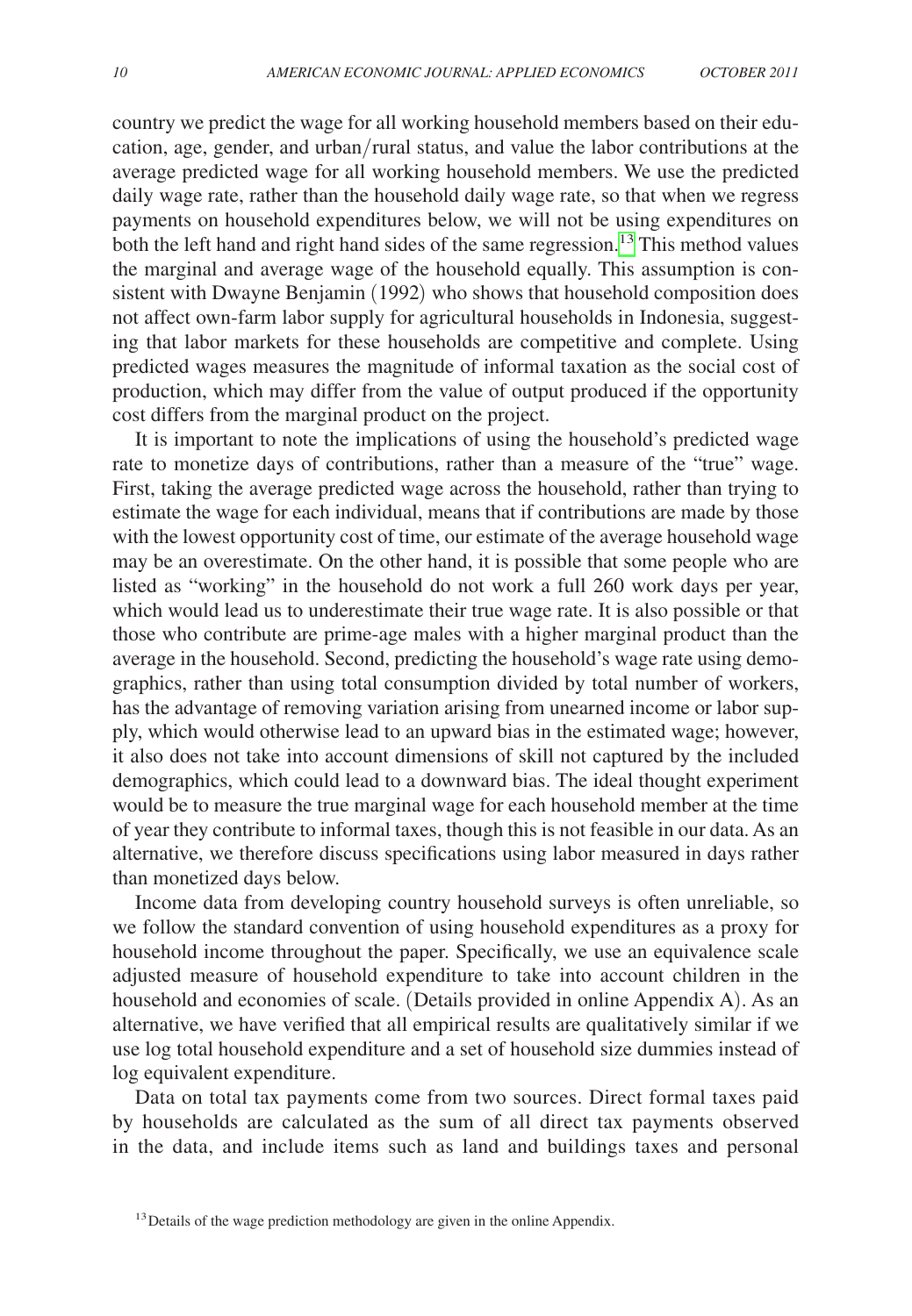country we predict the wage for all working household members based on their education, age, gender, and urban/rural status, and value the labor contributions at the average predicted wage for all working household members. We use the predicted daily wage rate, rather than the household daily wage rate, so that when we regress payments on household expenditures below, we will not be using expenditures on both the left hand and right hand sides of the same regression.[13] This method values the marginal and average wage of the household equally. This assumption is consistent with Dwayne Benjamin (1992) who shows that household composition does not affect own-farm labor supply for agricultural households in Indonesia, suggesting that labor markets for these households are competitive and complete. Using predicted wages measures the magnitude of informal taxation as the social cost of production, which may differ from the value of output produced if the opportunity cost differs from the marginal product on the project.

It is important to note the implications of using the household's predicted wage rate to monetize days of contributions, rather than a measure of the "true" wage. First, taking the average predicted wage across the household, rather than trying to estimate the wage for each individual, means that if contributions are made by those with the lowest opportunity cost of time, our estimate of the average household wage may be an overestimate. On the other hand, it is possible that some people who are listed as "working" in the household do not work a full 260 work days per year, which would lead us to underestimate their true wage rate. It is also possible or that those who contribute are prime-age males with a higher marginal product than the average in the household. Second, predicting the household's wage rate using demographics, rather than using total consumption divided by total number of workers, has the advantage of removing variation arising from unearned income or labor supply, which would otherwise lead to an upward bias in the estimated wage; however, it also does not take into account dimensions of skill not captured by the included demographics, which could lead to a downward bias. The ideal thought experiment would be to measure the true marginal wage for each household member at the time of year they contribute to informal taxes, though this is not feasible in our data. As an alternative, we therefore discuss specifications using labor measured in days rather than monetized days below.

Income data from developing country household surveys is often unreliable, so we follow the standard convention of using household expenditures as a proxy for household income throughout the paper. Specifically, we use an equivalence scale adjusted measure of household expenditure to take into account children in the household and economies of scale. (Details provided in online Appendix A). As an alternative, we have verified that all empirical results are qualitatively similar if we use log total household expenditure and a set of household size dummies instead of log equivalent expenditure.

Data on total tax payments come from two sources. Direct formal taxes paid by households are calculated as the sum of all direct tax payments observed in the data, and include items such as land and buildings taxes and personal

[13] Details of the wage prediction methodology are given in the online Appendix.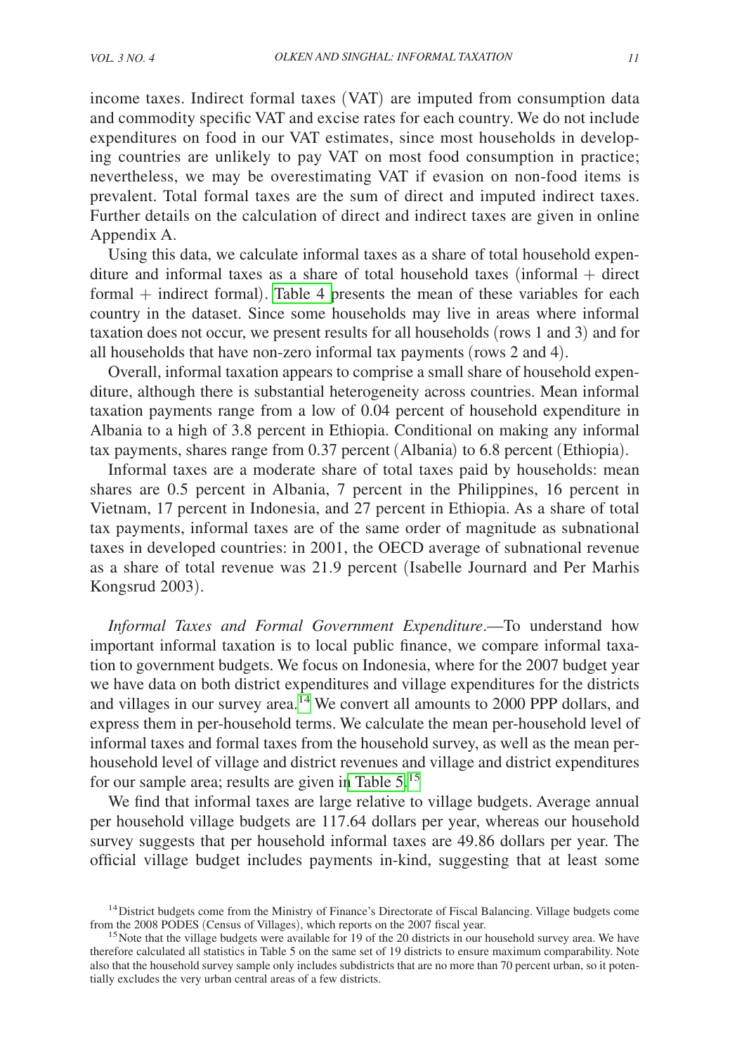income taxes. Indirect formal taxes (VAT) are imputed from consumption data and commodity specific VAT and excise rates for each country. We do not include expenditures on food in our VAT estimates, since most households in developing countries are unlikely to pay VAT on most food consumption in practice; nevertheless, we may be overestimating VAT if evasion on non-food items is prevalent. Total formal taxes are the sum of direct and imputed indirect taxes. Further details on the calculation of direct and indirect taxes are given in online Appendix A.

Using this data, we calculate informal taxes as a share of total household expenditure and informal taxes as a share of total household taxes (informal + direct formal + indirect formal). Table 4 presents the mean of these variables for each country in the dataset. Since some households may live in areas where informal taxation does not occur, we present results for all households (rows 1 and 3) and for all households that have non-zero informal tax payments (rows 2 and 4).

Overall, informal taxation appears to comprise a small share of household expenditure, although there is substantial heterogeneity across countries. Mean informal taxation payments range from a low of 0.04 percent of household expenditure in Albania to a high of 3.8 percent in Ethiopia. Conditional on making any informal tax payments, shares range from 0.37 percent (Albania) to 6.8 percent (Ethiopia).

Informal taxes are a moderate share of total taxes paid by households: mean shares are 0.5 percent in Albania, 7 percent in the Philippines, 16 percent in Vietnam, 17 percent in Indonesia, and 27 percent in Ethiopia. As a share of total tax payments, informal taxes are of the same order of magnitude as subnational taxes in developed countries: in 2001, the OECD average of subnational revenue as a share of total revenue was 21.9 percent (Isabelle Journard and Per Marhis Kongsrud 2003).

*Informal Taxes and Formal Government Expenditure*.—To understand how important informal taxation is to local public finance, we compare informal taxation to government budgets. We focus on Indonesia, where for the 2007 budget year we have data on both district expenditures and village expenditures for the districts and villages in our survey area.[14] We convert all amounts to 2000 PPP dollars, and express them in per-household terms. We calculate the mean per-household level of informal taxes and formal taxes from the household survey, as well as the mean per-household level of village and district revenues and village and district expenditures for our sample area; results are given in Table 5.[15]

We find that informal taxes are large relative to village budgets. Average annual per household village budgets are 117.64 dollars per year, whereas our household survey suggests that per household informal taxes are 49.86 dollars per year. The official village budget includes payments in-kind, suggesting that at least some

[14] District budgets come from the Ministry of Finance's Directorate of Fiscal Balancing. Village budgets come from the 2008 PODES (Census of Villages), which reports on the 2007 fiscal year.

[15] Note that the village budgets were available for 19 of the 20 districts in our household survey area. We have therefore calculated all statistics in Table 5 on the same set of 19 districts to ensure maximum comparability. Note also that the household survey sample only includes subdistricts that are no more than 70 percent urban, so it potentially excludes the very urban central areas of a few districts.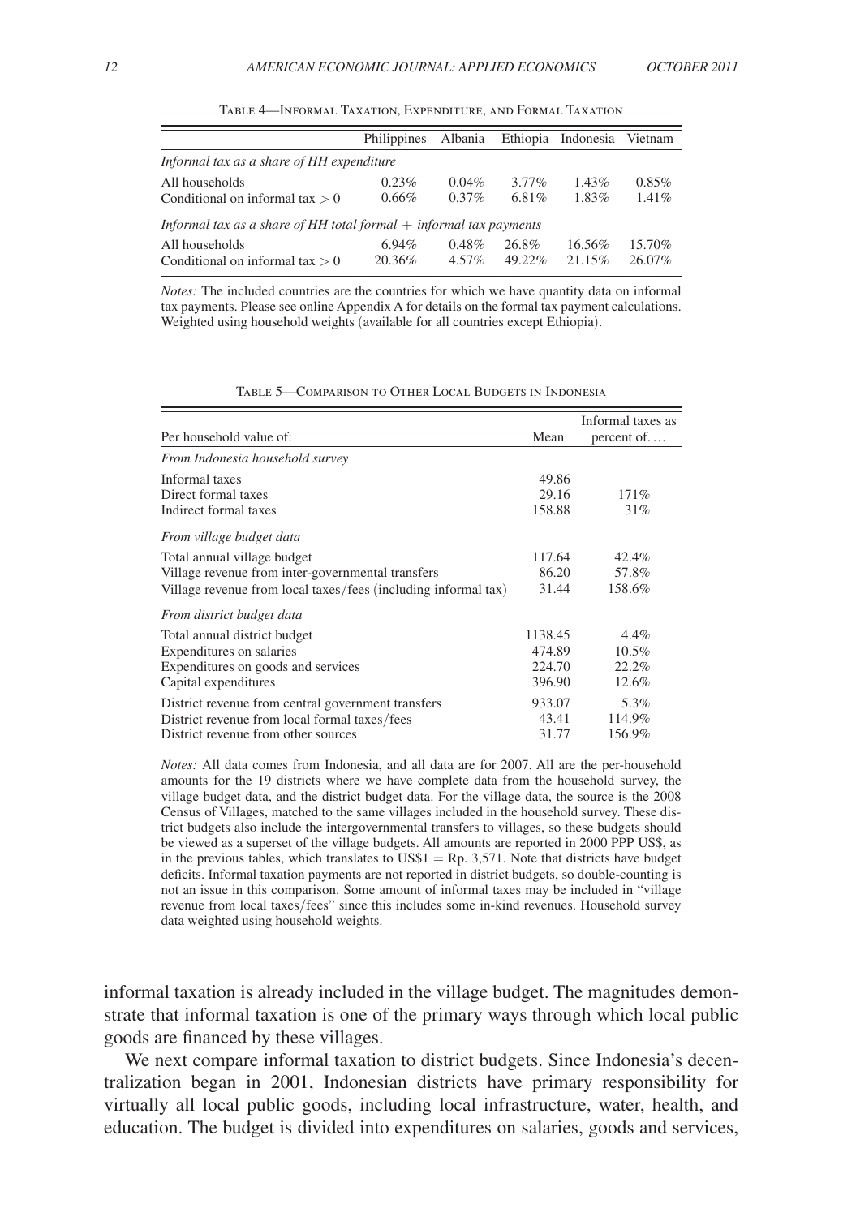Table 4—Informal Taxation, Expenditure, and Formal Taxation

| | Philippines | Albania | Ethiopia | Indonesia | Vietnam |
|---|---|---|---|---|---|
| *Informal tax as a share of HH expenditure* | | | | | |
| All households | 0.23% | 0.04% | 3.77% | 1.43% | 0.85% |
| Conditional on informal tax $> 0$ | 0.66% | 0.37% | 6.81% | 1.83% | 1.41% |
| *Informal tax as a share of HH total formal + informal tax payments* | | | | | |
| All households | 6.94% | 0.48% | 26.8% | 16.56% | 15.70% |
| Conditional on informal tax $> 0$ | 20.36% | 4.57% | 49.22% | 21.15% | 26.07% |

*Notes:* The included countries are the countries for which we have quantity data on informal tax payments. Please see online Appendix A for details on the formal tax payment calculations. Weighted using household weights (available for all countries except Ethiopia).

Table 5—Comparison to Other Local Budgets in Indonesia

| Per household value of: | Mean | Informal taxes as percent of… |
|---|---|---|
| *From Indonesia household survey* | | |
| Informal taxes | 49.86 | |
| Direct formal taxes | 29.16 | 171% |
| Indirect formal taxes | 158.88 | 31% |
| *From village budget data* | | |
| Total annual village budget | 117.64 | 42.4% |
| Village revenue from inter-governmental transfers | 86.20 | 57.8% |
| Village revenue from local taxes/fees (including informal tax) | 31.44 | 158.6% |
| *From district budget data* | | |
| Total annual district budget | 1138.45 | 4.4% |
| Expenditures on salaries | 474.89 | 10.5% |
| Expenditures on goods and services | 224.70 | 22.2% |
| Capital expenditures | 396.90 | 12.6% |
| District revenue from central government transfers | 933.07 | 5.3% |
| District revenue from local formal taxes/fees | 43.41 | 114.9% |
| District revenue from other sources | 31.77 | 156.9% |

*Notes:* All data comes from Indonesia, and all data are for 2007. All are the per-household amounts for the 19 districts where we have complete data from the household survey, the village budget data, and the district budget data. For the village data, the source is the 2008 Census of Villages, matched to the same villages included in the household survey. These district budgets also include the intergovernmental transfers to villages, so these budgets should be viewed as a superset of the village budgets. All amounts are reported in 2000 PPP US$, as in the previous tables, which translates to US$1 = Rp. 3,571. Note that districts have budget deficits. Informal taxation payments are not reported in district budgets, so double-counting is not an issue in this comparison. Some amount of informal taxes may be included in "village revenue from local taxes/fees" since this includes some in-kind revenues. Household survey data weighted using household weights.

informal taxation is already included in the village budget. The magnitudes demonstrate that informal taxation is one of the primary ways through which local public goods are financed by these villages.

We next compare informal taxation to district budgets. Since Indonesia's decentralization began in 2001, Indonesian districts have primary responsibility for virtually all local public goods, including local infrastructure, water, health, and education. The budget is divided into expenditures on salaries, goods and services,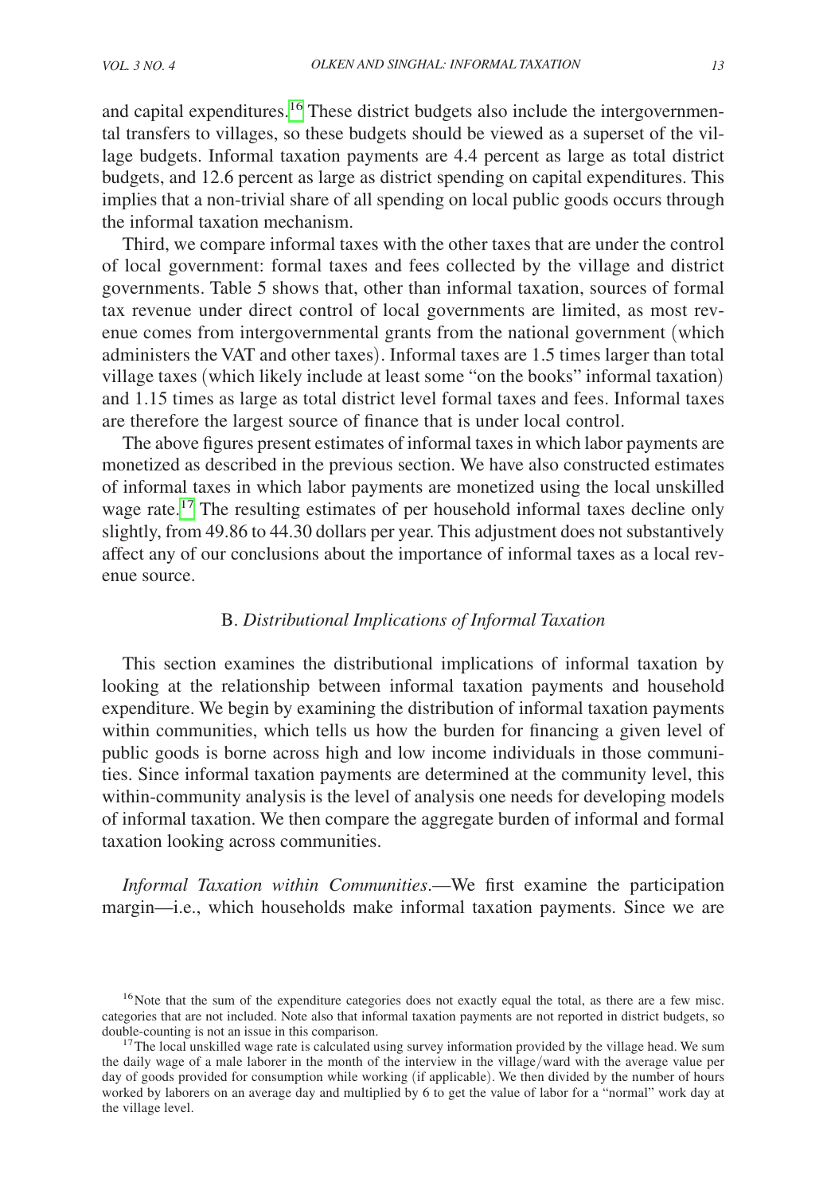and capital expenditures.[16] These district budgets also include the intergovernmental transfers to villages, so these budgets should be viewed as a superset of the village budgets. Informal taxation payments are 4.4 percent as large as total district budgets, and 12.6 percent as large as district spending on capital expenditures. This implies that a non-trivial share of all spending on local public goods occurs through the informal taxation mechanism.

Third, we compare informal taxes with the other taxes that are under the control of local government: formal taxes and fees collected by the village and district governments. Table 5 shows that, other than informal taxation, sources of formal tax revenue under direct control of local governments are limited, as most revenue comes from intergovernmental grants from the national government (which administers the VAT and other taxes). Informal taxes are 1.5 times larger than total village taxes (which likely include at least some "on the books" informal taxation) and 1.15 times as large as total district level formal taxes and fees. Informal taxes are therefore the largest source of finance that is under local control.

The above figures present estimates of informal taxes in which labor payments are monetized as described in the previous section. We have also constructed estimates of informal taxes in which labor payments are monetized using the local unskilled wage rate.[17] The resulting estimates of per household informal taxes decline only slightly, from 49.86 to 44.30 dollars per year. This adjustment does not substantively affect any of our conclusions about the importance of informal taxes as a local revenue source.

### B. *Distributional Implications of Informal Taxation*

This section examines the distributional implications of informal taxation by looking at the relationship between informal taxation payments and household expenditure. We begin by examining the distribution of informal taxation payments within communities, which tells us how the burden for financing a given level of public goods is borne across high and low income individuals in those communities. Since informal taxation payments are determined at the community level, this within-community analysis is the level of analysis one needs for developing models of informal taxation. We then compare the aggregate burden of informal and formal taxation looking across communities.

*Informal Taxation within Communities*.—We first examine the participation margin—i.e., which households make informal taxation payments. Since we are

[16] Note that the sum of the expenditure categories does not exactly equal the total, as there are a few misc. categories that are not included. Note also that informal taxation payments are not reported in district budgets, so double-counting is not an issue in this comparison.

[17] The local unskilled wage rate is calculated using survey information provided by the village head. We sum the daily wage of a male laborer in the month of the interview in the village/ward with the average value per day of goods provided for consumption while working (if applicable). We then divided by the number of hours worked by laborers on an average day and multiplied by 6 to get the value of labor for a "normal" work day at the village level.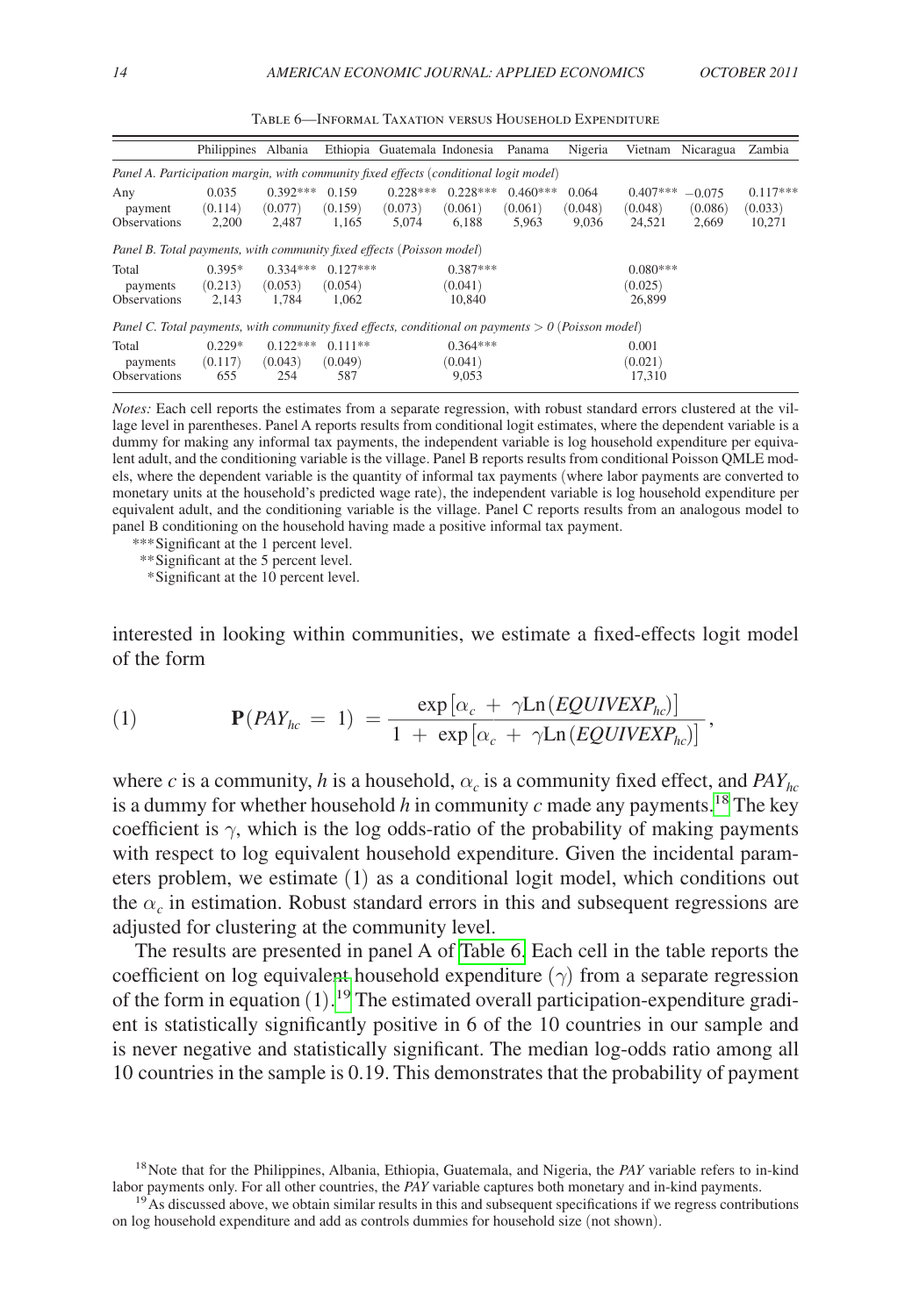Table 6—Informal Taxation versus Household Expenditure

| | Philippines | Albania | Ethiopia | Guatemala | Indonesia | Panama | Nigeria | Vietnam | Nicaragua | Zambia |
|---|---|---|---|---|---|---|---|---|---|---|
| *Panel A. Participation margin, with community fixed effects (conditional logit model)* | | | | | | | | | | |
| Any payment | 0.035 | 0.392*** | 0.159 | 0.228*** | 0.228*** | 0.460*** | 0.064 | 0.407*** | −0.075 | 0.117*** |
| | (0.114) | (0.077) | (0.159) | (0.073) | (0.061) | (0.061) | (0.048) | (0.048) | (0.086) | (0.033) |
| Observations | 2,200 | 2,487 | 1,165 | 5,074 | 6,188 | 5,963 | 9,036 | 24,521 | 2,669 | 10,271 |
| *Panel B. Total payments, with community fixed effects (Poisson model)* | | | | | | | | | | |
| Total payments | 0.395* | 0.334*** | 0.127*** | | 0.387*** | | | 0.080*** | | |
| | (0.213) | (0.053) | (0.054) | | (0.041) | | | (0.025) | | |
| Observations | 2,143 | 1,784 | 1,062 | | 10,840 | | | 26,899 | | |
| *Panel C. Total payments, with community fixed effects, conditional on payments > 0 (Poisson model)* | | | | | | | | | | |
| Total payments | 0.229* | 0.122*** | 0.111** | | 0.364*** | | | 0.001 | | |
| | (0.117) | (0.043) | (0.049) | | (0.041) | | | (0.021) | | |
| Observations | 655 | 254 | 587 | | 9,053 | | | 17,310 | | |

*Notes:* Each cell reports the estimates from a separate regression, with robust standard errors clustered at the village level in parentheses. Panel A reports results from conditional logit estimates, where the dependent variable is a dummy for making any informal tax payments, the independent variable is log household expenditure per equivalent adult, and the conditioning variable is the village. Panel B reports results from conditional Poisson QMLE models, where the dependent variable is the quantity of informal tax payments (where labor payments are converted to monetary units at the household's predicted wage rate), the independent variable is log household expenditure per equivalent adult, and the conditioning variable is the village. Panel C reports results from an analogous model to panel B conditioning on the household having made a positive informal tax payment.

***Significant at the 1 percent level.
**Significant at the 5 percent level.
*Significant at the 10 percent level.

interested in looking within communities, we estimate a fixed-effects logit model of the form

$$\mathbf{P}(PAY_{hc} = 1) = \frac{\exp\left[\alpha_c + \gamma \mathrm{Ln}(EQUIVEXP_{hc})\right]}{1 + \exp\left[\alpha_c + \gamma \mathrm{Ln}(EQUIVEXP_{hc})\right]}, \tag{1}$$

where $c$ is a community, $h$ is a household, $\alpha_c$ is a community fixed effect, and $PAY_{hc}$ is a dummy for whether household $h$ in community $c$ made any payments.[18] The key coefficient is $\gamma$, which is the log odds-ratio of the probability of making payments with respect to log equivalent household expenditure. Given the incidental parameters problem, we estimate (1) as a conditional logit model, which conditions out the $\alpha_c$ in estimation. Robust standard errors in this and subsequent regressions are adjusted for clustering at the community level.

The results are presented in panel A of Table 6. Each cell in the table reports the coefficient on log equivalent household expenditure ($\gamma$) from a separate regression of the form in equation (1).[19] The estimated overall participation-expenditure gradient is statistically significantly positive in 6 of the 10 countries in our sample and is never negative and statistically significant. The median log-odds ratio among all 10 countries in the sample is 0.19. This demonstrates that the probability of payment

[18] Note that for the Philippines, Albania, Ethiopia, Guatemala, and Nigeria, the *PAY* variable refers to in-kind labor payments only. For all other countries, the *PAY* variable captures both monetary and in-kind payments.

[19] As discussed above, we obtain similar results in this and subsequent specifications if we regress contributions on log household expenditure and add as controls dummies for household size (not shown).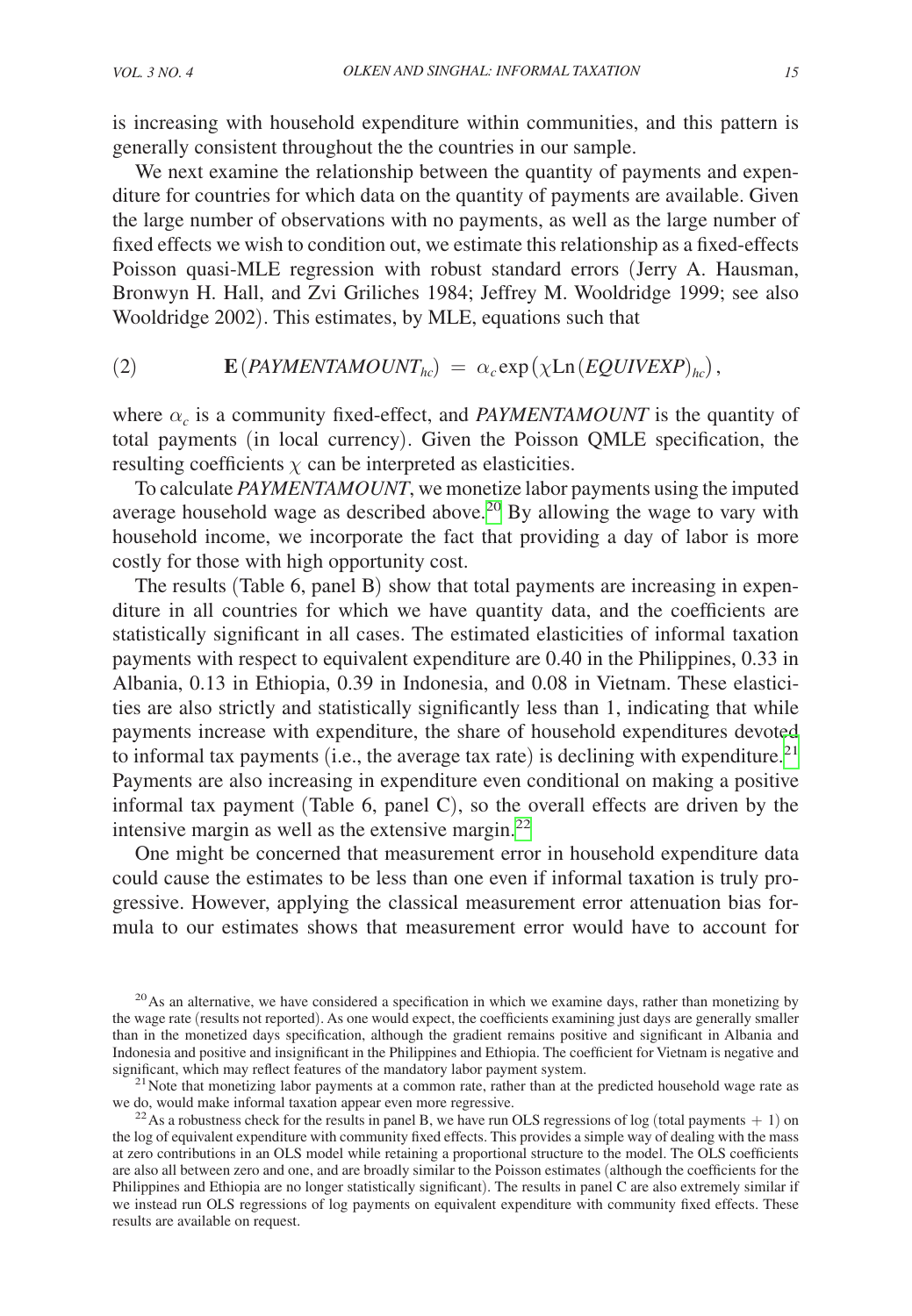is increasing with household expenditure within communities, and this pattern is generally consistent throughout the the countries in our sample.

We next examine the relationship between the quantity of payments and expenditure for countries for which data on the quantity of payments are available. Given the large number of observations with no payments, as well as the large number of fixed effects we wish to condition out, we estimate this relationship as a fixed-effects Poisson quasi-MLE regression with robust standard errors (Jerry A. Hausman, Bronwyn H. Hall, and Zvi Griliches 1984; Jeffrey M. Wooldridge 1999; see also Wooldridge 2002). This estimates, by MLE, equations such that

$$\mathbf{E}(PAYMENTAMOUNT_{hc}) = \alpha_c \exp\left(\chi \mathrm{Ln}(EQUIVEXP)_{hc}\right), \tag{2}$$

where $\alpha_c$ is a community fixed-effect, and *PAYMENTAMOUNT* is the quantity of total payments (in local currency). Given the Poisson QMLE specification, the resulting coefficients $\chi$ can be interpreted as elasticities.

To calculate *PAYMENTAMOUNT*, we monetize labor payments using the imputed average household wage as described above.[20] By allowing the wage to vary with household income, we incorporate the fact that providing a day of labor is more costly for those with high opportunity cost.

The results (Table 6, panel B) show that total payments are increasing in expenditure in all countries for which we have quantity data, and the coefficients are statistically significant in all cases. The estimated elasticities of informal taxation payments with respect to equivalent expenditure are 0.40 in the Philippines, 0.33 in Albania, 0.13 in Ethiopia, 0.39 in Indonesia, and 0.08 in Vietnam. These elasticities are also strictly and statistically significantly less than 1, indicating that while payments increase with expenditure, the share of household expenditures devoted to informal tax payments (i.e., the average tax rate) is declining with expenditure.[21] Payments are also increasing in expenditure even conditional on making a positive informal tax payment (Table 6, panel C), so the overall effects are driven by the intensive margin as well as the extensive margin.[22]

One might be concerned that measurement error in household expenditure data could cause the estimates to be less than one even if informal taxation is truly progressive. However, applying the classical measurement error attenuation bias formula to our estimates shows that measurement error would have to account for

[20] As an alternative, we have considered a specification in which we examine days, rather than monetizing by the wage rate (results not reported). As one would expect, the coefficients examining just days are generally smaller than in the monetized days specification, although the gradient remains positive and significant in Albania and Indonesia and positive and insignificant in the Philippines and Ethiopia. The coefficient for Vietnam is negative and significant, which may reflect features of the mandatory labor payment system.

[21] Note that monetizing labor payments at a common rate, rather than at the predicted household wage rate as we do, would make informal taxation appear even more regressive.

[22] As a robustness check for the results in panel B, we have run OLS regressions of log (total payments + 1) on the log of equivalent expenditure with community fixed effects. This provides a simple way of dealing with the mass at zero contributions in an OLS model while retaining a proportional structure to the model. The OLS coefficients are also all between zero and one, and are broadly similar to the Poisson estimates (although the coefficients for the Philippines and Ethiopia are no longer statistically significant). The results in panel C are also extremely similar if we instead run OLS regressions of log payments on equivalent expenditure with community fixed effects. These results are available on request.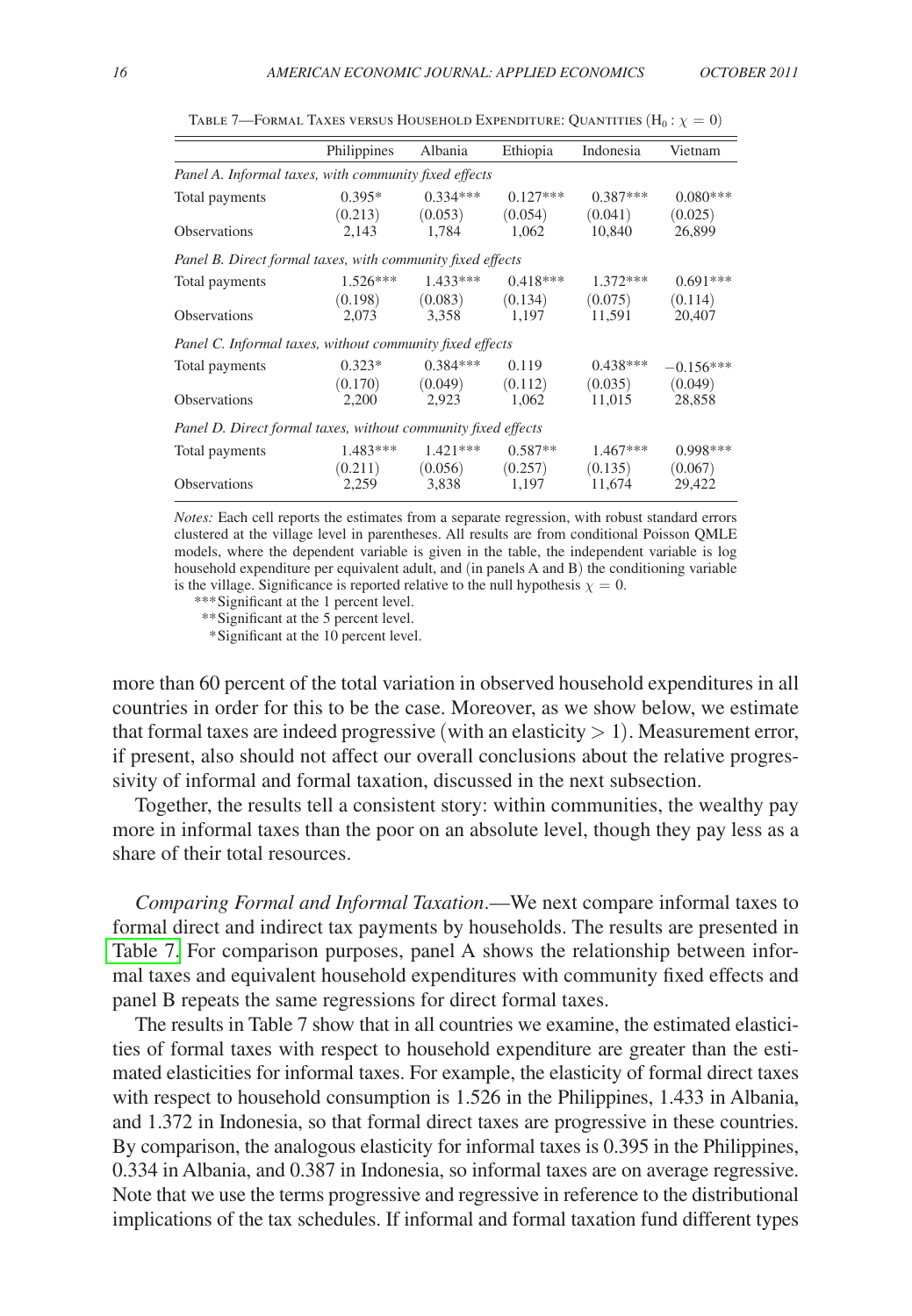Table 7—Formal Taxes versus Household Expenditure: Quantities ($H_0: \chi = 0$)

| | Philippines | Albania | Ethiopia | Indonesia | Vietnam |
|---|---|---|---|---|---|
| *Panel A. Informal taxes, with community fixed effects* | | | | | |
| Total payments | 0.395* | 0.334*** | 0.127*** | 0.387*** | 0.080*** |
| | (0.213) | (0.053) | (0.054) | (0.041) | (0.025) |
| Observations | 2,143 | 1,784 | 1,062 | 10,840 | 26,899 |
| *Panel B. Direct formal taxes, with community fixed effects* | | | | | |
| Total payments | 1.526*** | 1.433*** | 0.418*** | 1.372*** | 0.691*** |
| | (0.198) | (0.083) | (0.134) | (0.075) | (0.114) |
| Observations | 2,073 | 3,358 | 1,197 | 11,591 | 20,407 |
| *Panel C. Informal taxes, without community fixed effects* | | | | | |
| Total payments | 0.323* | 0.384*** | 0.119 | 0.438*** | −0.156*** |
| | (0.170) | (0.049) | (0.112) | (0.035) | (0.049) |
| Observations | 2,200 | 2,923 | 1,062 | 11,015 | 28,858 |
| *Panel D. Direct formal taxes, without community fixed effects* | | | | | |
| Total payments | 1.483*** | 1.421*** | 0.587** | 1.467*** | 0.998*** |
| | (0.211) | (0.056) | (0.257) | (0.135) | (0.067) |
| Observations | 2,259 | 3,838 | 1,197 | 11,674 | 29,422 |

*Notes:* Each cell reports the estimates from a separate regression, with robust standard errors clustered at the village level in parentheses. All results are from conditional Poisson QMLE models, where the dependent variable is given in the table, the independent variable is log household expenditure per equivalent adult, and (in panels A and B) the conditioning variable is the village. Significance is reported relative to the null hypothesis $\chi = 0$.

*** Significant at the 1 percent level.
** Significant at the 5 percent level.
* Significant at the 10 percent level.

more than 60 percent of the total variation in observed household expenditures in all countries in order for this to be the case. Moreover, as we show below, we estimate that formal taxes are indeed progressive (with an elasticity $> 1$). Measurement error, if present, also should not affect our overall conclusions about the relative progressivity of informal and formal taxation, discussed in the next subsection.

Together, the results tell a consistent story: within communities, the wealthy pay more in informal taxes than the poor on an absolute level, though they pay less as a share of their total resources.

*Comparing Formal and Informal Taxation*.—We next compare informal taxes to formal direct and indirect tax payments by households. The results are presented in Table 7. For comparison purposes, panel A shows the relationship between informal taxes and equivalent household expenditures with community fixed effects and panel B repeats the same regressions for direct formal taxes.

The results in Table 7 show that in all countries we examine, the estimated elasticities of formal taxes with respect to household expenditure are greater than the estimated elasticities for informal taxes. For example, the elasticity of formal direct taxes with respect to household consumption is 1.526 in the Philippines, 1.433 in Albania, and 1.372 in Indonesia, so that formal direct taxes are progressive in these countries. By comparison, the analogous elasticity for informal taxes is 0.395 in the Philippines, 0.334 in Albania, and 0.387 in Indonesia, so informal taxes are on average regressive. Note that we use the terms progressive and regressive in reference to the distributional implications of the tax schedules. If informal and formal taxation fund different types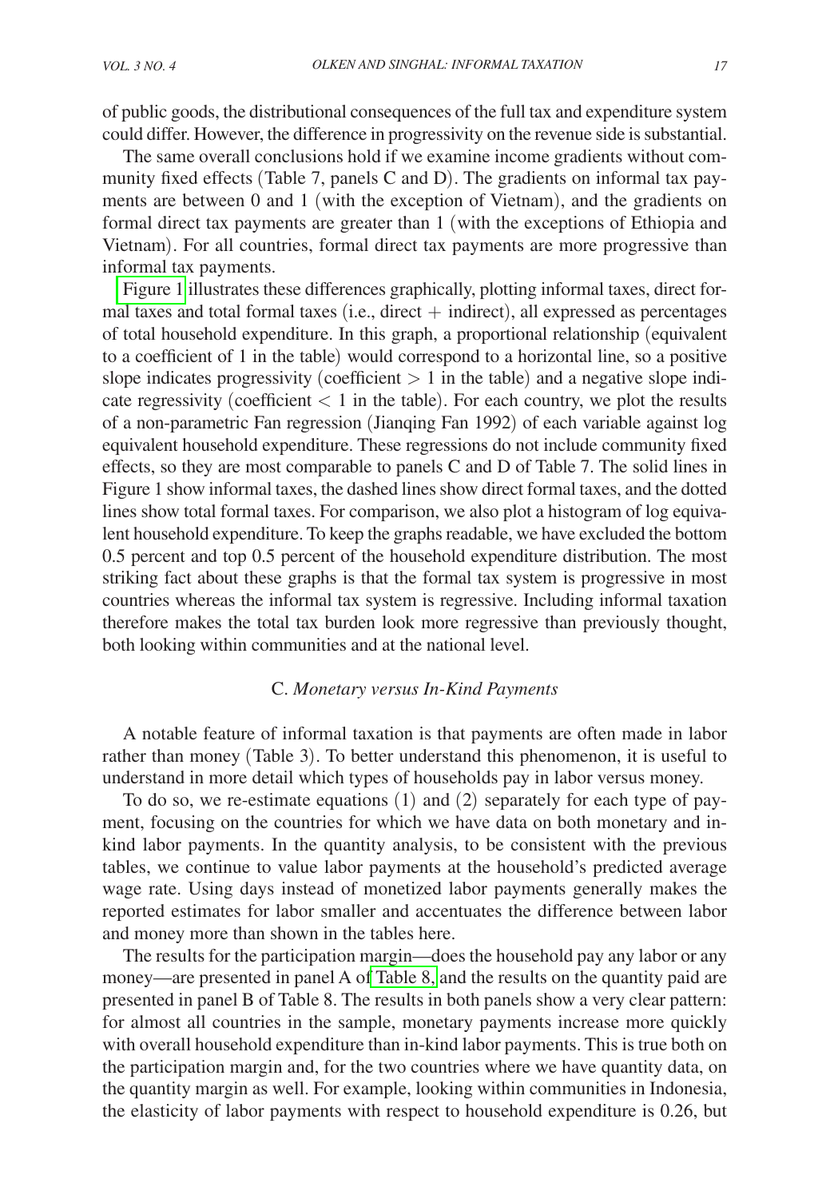of public goods, the distributional consequences of the full tax and expenditure system could differ. However, the difference in progressivity on the revenue side is substantial.

The same overall conclusions hold if we examine income gradients without community fixed effects (Table 7, panels C and D). The gradients on informal tax payments are between 0 and 1 (with the exception of Vietnam), and the gradients on formal direct tax payments are greater than 1 (with the exceptions of Ethiopia and Vietnam). For all countries, formal direct tax payments are more progressive than informal tax payments.

Figure 1 illustrates these differences graphically, plotting informal taxes, direct formal taxes and total formal taxes (i.e., direct + indirect), all expressed as percentages of total household expenditure. In this graph, a proportional relationship (equivalent to a coefficient of 1 in the table) would correspond to a horizontal line, so a positive slope indicates progressivity (coefficient $> 1$ in the table) and a negative slope indicate regressivity (coefficient $< 1$ in the table). For each country, we plot the results of a non-parametric Fan regression (Jianqing Fan 1992) of each variable against log equivalent household expenditure. These regressions do not include community fixed effects, so they are most comparable to panels C and D of Table 7. The solid lines in Figure 1 show informal taxes, the dashed lines show direct formal taxes, and the dotted lines show total formal taxes. For comparison, we also plot a histogram of log equivalent household expenditure. To keep the graphs readable, we have excluded the bottom 0.5 percent and top 0.5 percent of the household expenditure distribution. The most striking fact about these graphs is that the formal tax system is progressive in most countries whereas the informal tax system is regressive. Including informal taxation therefore makes the total tax burden look more regressive than previously thought, both looking within communities and at the national level.

### C. *Monetary versus In-Kind Payments*

A notable feature of informal taxation is that payments are often made in labor rather than money (Table 3). To better understand this phenomenon, it is useful to understand in more detail which types of households pay in labor versus money.

To do so, we re-estimate equations (1) and (2) separately for each type of payment, focusing on the countries for which we have data on both monetary and in-kind labor payments. In the quantity analysis, to be consistent with the previous tables, we continue to value labor payments at the household's predicted average wage rate. Using days instead of monetized labor payments generally makes the reported estimates for labor smaller and accentuates the difference between labor and money more than shown in the tables here.

The results for the participation margin—does the household pay any labor or any money—are presented in panel A of Table 8, and the results on the quantity paid are presented in panel B of Table 8. The results in both panels show a very clear pattern: for almost all countries in the sample, monetary payments increase more quickly with overall household expenditure than in-kind labor payments. This is true both on the participation margin and, for the two countries where we have quantity data, on the quantity margin as well. For example, looking within communities in Indonesia, the elasticity of labor payments with respect to household expenditure is 0.26, but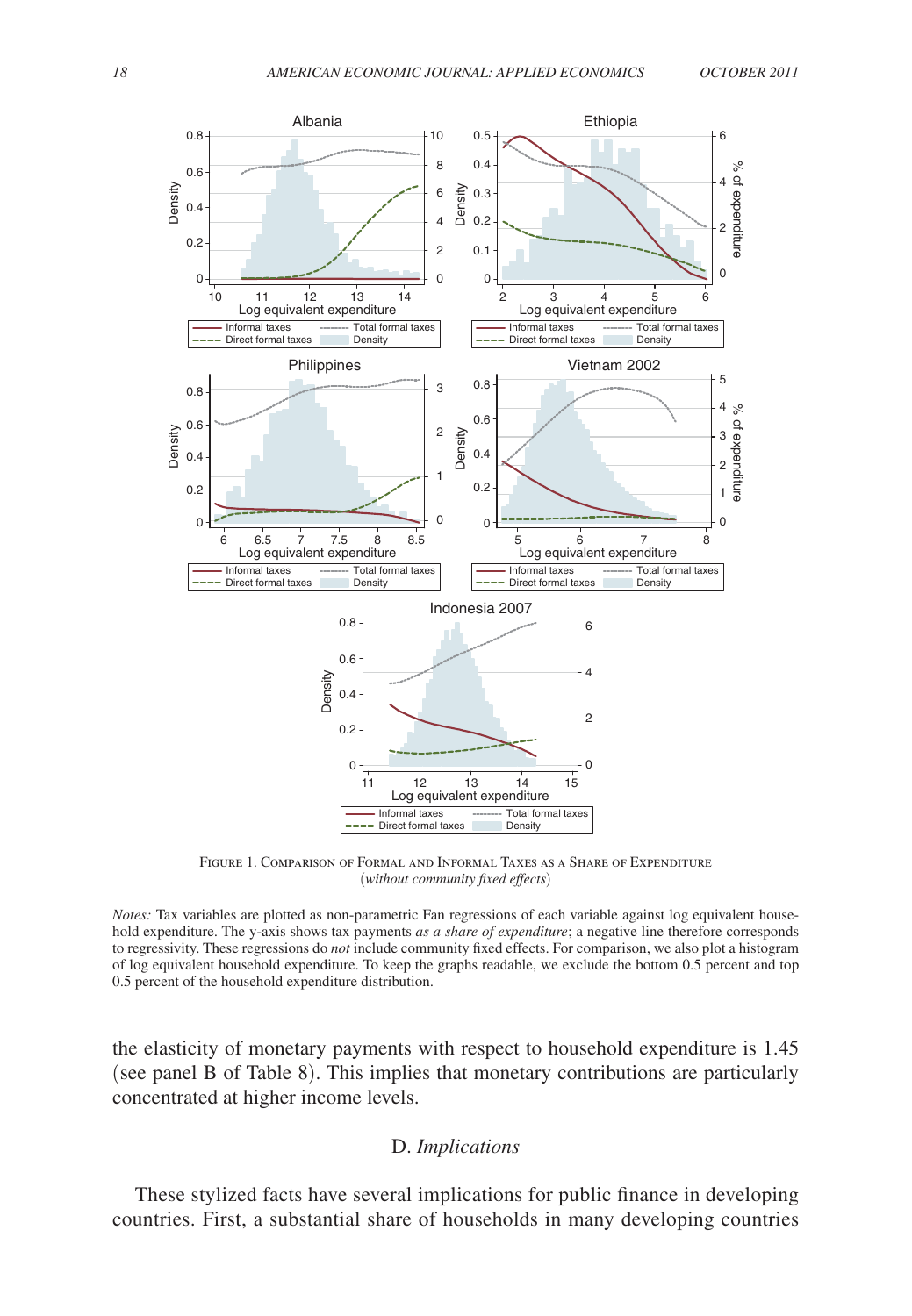Albania

Ethiopia

Philippines

Vietnam 2002

Indonesia 2007

Density

% of expenditure

Log equivalent expenditure

Informal taxes
Total formal taxes
Direct formal taxes
Density

Figure 1. Comparison of Formal and Informal Taxes as a Share of Expenditure
(*without community fixed effects*)

*Notes:* Tax variables are plotted as non-parametric Fan regressions of each variable against log equivalent household expenditure. The y-axis shows tax payments *as a share of expenditure*; a negative line therefore corresponds to regressivity. These regressions do *not* include community fixed effects. For comparison, we also plot a histogram of log equivalent household expenditure. To keep the graphs readable, we exclude the bottom 0.5 percent and top 0.5 percent of the household expenditure distribution.

the elasticity of monetary payments with respect to household expenditure is 1.45 (see panel B of Table 8). This implies that monetary contributions are particularly concentrated at higher income levels.

### D. *Implications*

These stylized facts have several implications for public finance in developing countries. First, a substantial share of households in many developing countries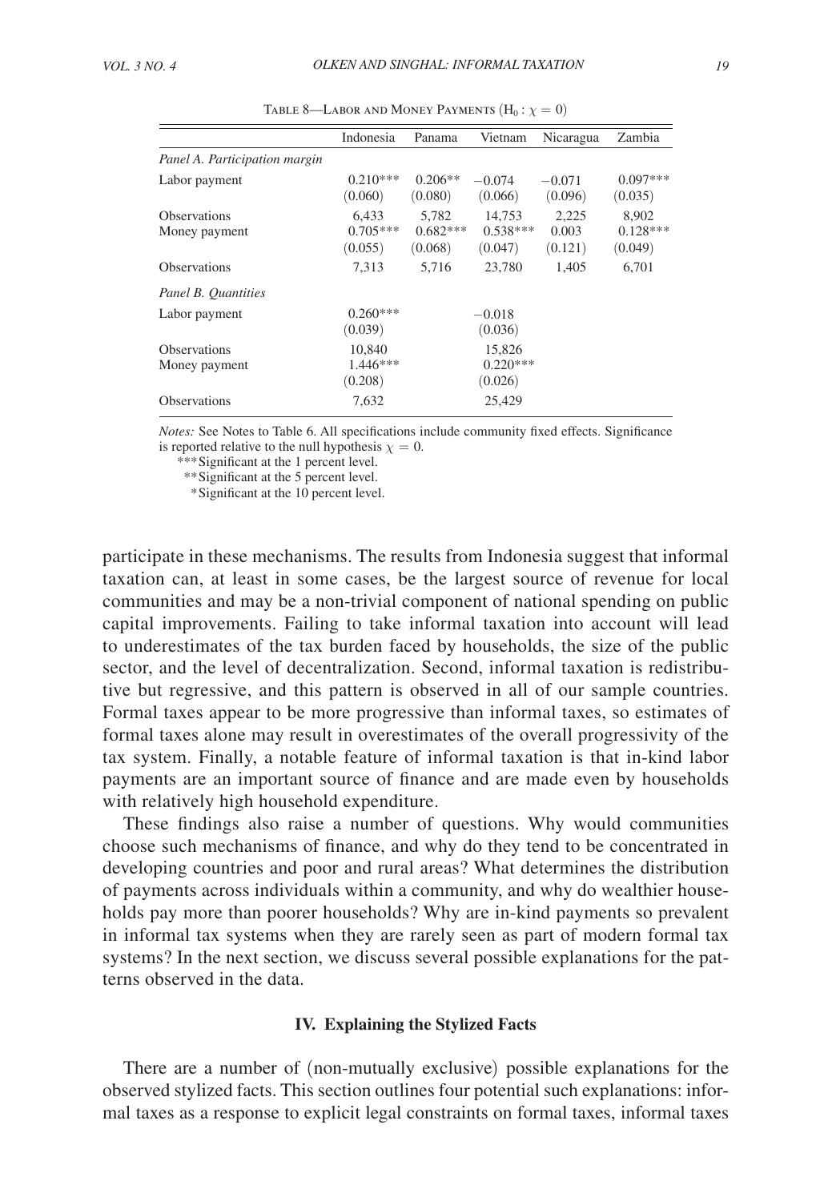Table 8—Labor and Money Payments ($H_0 : \chi = 0$)

| | Indonesia | Panama | Vietnam | Nicaragua | Zambia |
|---|---|---|---|---|---|
| *Panel A. Participation margin* | | | | | |
| Labor payment | 0.210*** | 0.206** | −0.074 | −0.071 | 0.097*** |
| | (0.060) | (0.080) | (0.066) | (0.096) | (0.035) |
| Observations | 6,433 | 5,782 | 14,753 | 2,225 | 8,902 |
| Money payment | 0.705*** | 0.682*** | 0.538*** | 0.003 | 0.128*** |
| | (0.055) | (0.068) | (0.047) | (0.121) | (0.049) |
| Observations | 7,313 | 5,716 | 23,780 | 1,405 | 6,701 |
| *Panel B. Quantities* | | | | | |
| Labor payment | 0.260*** | | −0.018 | | |
| | (0.039) | | (0.036) | | |
| Observations | 10,840 | | 15,826 | | |
| Money payment | 1.446*** | | 0.220*** | | |
| | (0.208) | | (0.026) | | |
| Observations | 7,632 | | 25,429 | | |

*Notes:* See Notes to Table 6. All specifications include community fixed effects. Significance is reported relative to the null hypothesis $\chi = 0$.

***Significant at the 1 percent level.

**Significant at the 5 percent level.

*Significant at the 10 percent level.

participate in these mechanisms. The results from Indonesia suggest that informal taxation can, at least in some cases, be the largest source of revenue for local communities and may be a non-trivial component of national spending on public capital improvements. Failing to take informal taxation into account will lead to underestimates of the tax burden faced by households, the size of the public sector, and the level of decentralization. Second, informal taxation is redistributive but regressive, and this pattern is observed in all of our sample countries. Formal taxes appear to be more progressive than informal taxes, so estimates of formal taxes alone may result in overestimates of the overall progressivity of the tax system. Finally, a notable feature of informal taxation is that in-kind labor payments are an important source of finance and are made even by households with relatively high household expenditure.

These findings also raise a number of questions. Why would communities choose such mechanisms of finance, and why do they tend to be concentrated in developing countries and poor and rural areas? What determines the distribution of payments across individuals within a community, and why do wealthier households pay more than poorer households? Why are in-kind payments so prevalent in informal tax systems when they are rarely seen as part of modern formal tax systems? In the next section, we discuss several possible explanations for the patterns observed in the data.

## IV. Explaining the Stylized Facts

There are a number of (non-mutually exclusive) possible explanations for the observed stylized facts. This section outlines four potential such explanations: informal taxes as a response to explicit legal constraints on formal taxes, informal taxes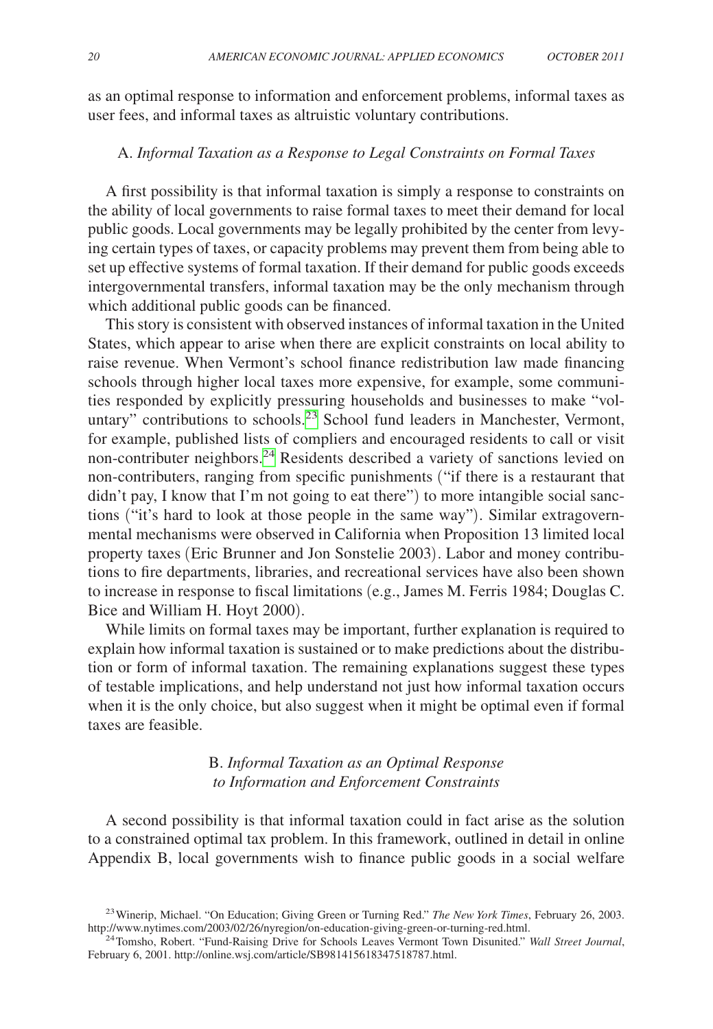as an optimal response to information and enforcement problems, informal taxes as user fees, and informal taxes as altruistic voluntary contributions.

### A. *Informal Taxation as a Response to Legal Constraints on Formal Taxes*

A first possibility is that informal taxation is simply a response to constraints on the ability of local governments to raise formal taxes to meet their demand for local public goods. Local governments may be legally prohibited by the center from levying certain types of taxes, or capacity problems may prevent them from being able to set up effective systems of formal taxation. If their demand for public goods exceeds intergovernmental transfers, informal taxation may be the only mechanism through which additional public goods can be financed.

This story is consistent with observed instances of informal taxation in the United States, which appear to arise when there are explicit constraints on local ability to raise revenue. When Vermont's school finance redistribution law made financing schools through higher local taxes more expensive, for example, some communities responded by explicitly pressuring households and businesses to make "voluntary" contributions to schools.[23] School fund leaders in Manchester, Vermont, for example, published lists of compliers and encouraged residents to call or visit non-contributer neighbors.[24] Residents described a variety of sanctions levied on non-contributers, ranging from specific punishments ("if there is a restaurant that didn't pay, I know that I'm not going to eat there") to more intangible social sanctions ("it's hard to look at those people in the same way"). Similar extragovernmental mechanisms were observed in California when Proposition 13 limited local property taxes (Eric Brunner and Jon Sonstelie 2003). Labor and money contributions to fire departments, libraries, and recreational services have also been shown to increase in response to fiscal limitations (e.g., James M. Ferris 1984; Douglas C. Bice and William H. Hoyt 2000).

While limits on formal taxes may be important, further explanation is required to explain how informal taxation is sustained or to make predictions about the distribution or form of informal taxation. The remaining explanations suggest these types of testable implications, and help understand not just how informal taxation occurs when it is the only choice, but also suggest when it might be optimal even if formal taxes are feasible.

### B. *Informal Taxation as an Optimal Response to Information and Enforcement Constraints*

A second possibility is that informal taxation could in fact arise as the solution to a constrained optimal tax problem. In this framework, outlined in detail in online Appendix B, local governments wish to finance public goods in a social welfare

[23] Winerip, Michael. "On Education; Giving Green or Turning Red." *The New York Times*, February 26, 2003. http://www.nytimes.com/2003/02/26/nyregion/on-education-giving-green-or-turning-red.html.

[24] Tomsho, Robert. "Fund-Raising Drive for Schools Leaves Vermont Town Disunited." *Wall Street Journal*, February 6, 2001. http://online.wsj.com/article/SB981415618347518787.html.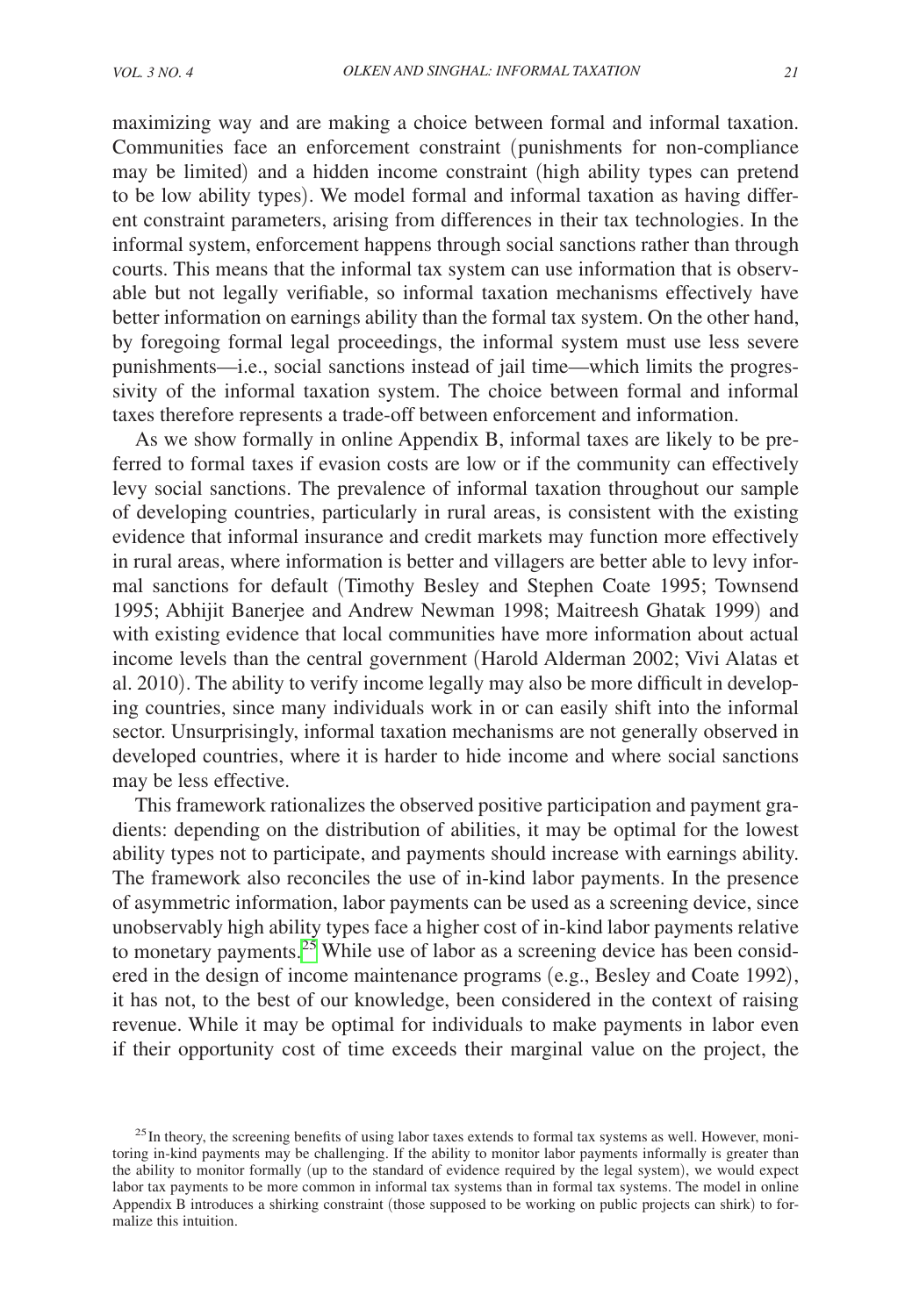maximizing way and are making a choice between formal and informal taxation. Communities face an enforcement constraint (punishments for non-compliance may be limited) and a hidden income constraint (high ability types can pretend to be low ability types). We model formal and informal taxation as having different constraint parameters, arising from differences in their tax technologies. In the informal system, enforcement happens through social sanctions rather than through courts. This means that the informal tax system can use information that is observable but not legally verifiable, so informal taxation mechanisms effectively have better information on earnings ability than the formal tax system. On the other hand, by foregoing formal legal proceedings, the informal system must use less severe punishments—i.e., social sanctions instead of jail time—which limits the progressivity of the informal taxation system. The choice between formal and informal taxes therefore represents a trade-off between enforcement and information.

As we show formally in online Appendix B, informal taxes are likely to be preferred to formal taxes if evasion costs are low or if the community can effectively levy social sanctions. The prevalence of informal taxation throughout our sample of developing countries, particularly in rural areas, is consistent with the existing evidence that informal insurance and credit markets may function more effectively in rural areas, where information is better and villagers are better able to levy informal sanctions for default (Timothy Besley and Stephen Coate 1995; Townsend 1995; Abhijit Banerjee and Andrew Newman 1998; Maitreesh Ghatak 1999) and with existing evidence that local communities have more information about actual income levels than the central government (Harold Alderman 2002; Vivi Alatas et al. 2010). The ability to verify income legally may also be more difficult in developing countries, since many individuals work in or can easily shift into the informal sector. Unsurprisingly, informal taxation mechanisms are not generally observed in developed countries, where it is harder to hide income and where social sanctions may be less effective.

This framework rationalizes the observed positive participation and payment gradients: depending on the distribution of abilities, it may be optimal for the lowest ability types not to participate, and payments should increase with earnings ability. The framework also reconciles the use of in-kind labor payments. In the presence of asymmetric information, labor payments can be used as a screening device, since unobservably high ability types face a higher cost of in-kind labor payments relative to monetary payments.[25] While use of labor as a screening device has been considered in the design of income maintenance programs (e.g., Besley and Coate 1992), it has not, to the best of our knowledge, been considered in the context of raising revenue. While it may be optimal for individuals to make payments in labor even if their opportunity cost of time exceeds their marginal value on the project, the

[25] In theory, the screening benefits of using labor taxes extends to formal tax systems as well. However, monitoring in-kind payments may be challenging. If the ability to monitor labor payments informally is greater than the ability to monitor formally (up to the standard of evidence required by the legal system), we would expect labor tax payments to be more common in informal tax systems than in formal tax systems. The model in online Appendix B introduces a shirking constraint (those supposed to be working on public projects can shirk) to formalize this intuition.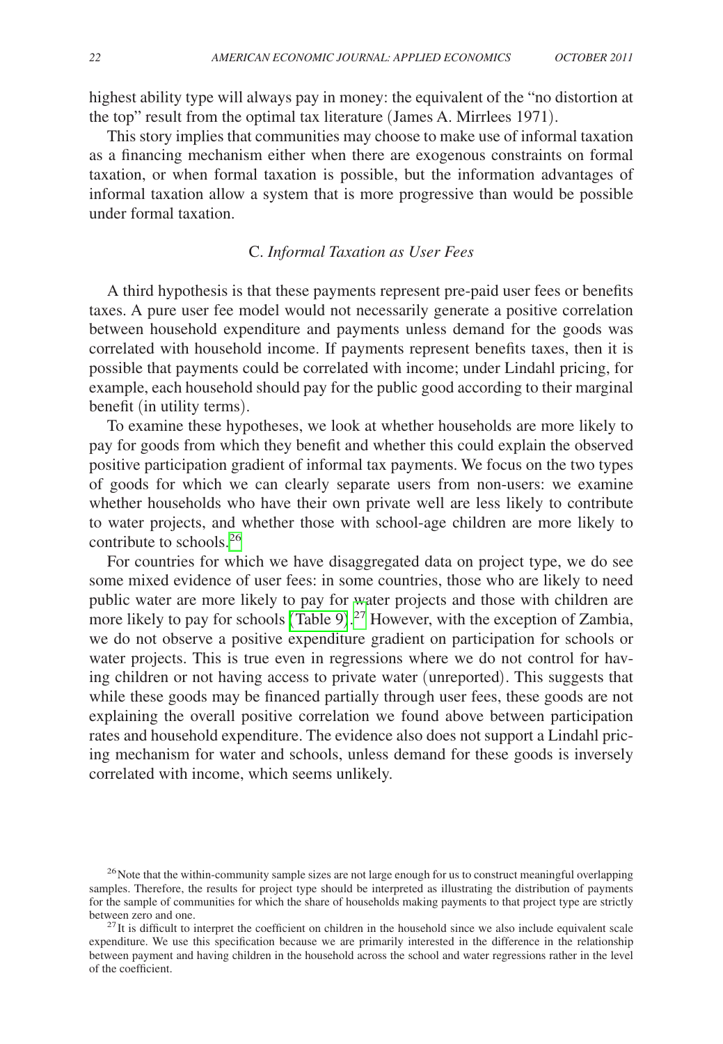highest ability type will always pay in money: the equivalent of the "no distortion at the top" result from the optimal tax literature (James A. Mirrlees 1971).

This story implies that communities may choose to make use of informal taxation as a financing mechanism either when there are exogenous constraints on formal taxation, or when formal taxation is possible, but the information advantages of informal taxation allow a system that is more progressive than would be possible under formal taxation.

### C. *Informal Taxation as User Fees*

A third hypothesis is that these payments represent pre-paid user fees or benefits taxes. A pure user fee model would not necessarily generate a positive correlation between household expenditure and payments unless demand for the goods was correlated with household income. If payments represent benefits taxes, then it is possible that payments could be correlated with income; under Lindahl pricing, for example, each household should pay for the public good according to their marginal benefit (in utility terms).

To examine these hypotheses, we look at whether households are more likely to pay for goods from which they benefit and whether this could explain the observed positive participation gradient of informal tax payments. We focus on the two types of goods for which we can clearly separate users from non-users: we examine whether households who have their own private well are less likely to contribute to water projects, and whether those with school-age children are more likely to contribute to schools.[26]

For countries for which we have disaggregated data on project type, we do see some mixed evidence of user fees: in some countries, those who are likely to need public water are more likely to pay for water projects and those with children are more likely to pay for schools (Table 9).[27] However, with the exception of Zambia, we do not observe a positive expenditure gradient on participation for schools or water projects. This is true even in regressions where we do not control for having children or not having access to private water (unreported). This suggests that while these goods may be financed partially through user fees, these goods are not explaining the overall positive correlation we found above between participation rates and household expenditure. The evidence also does not support a Lindahl pricing mechanism for water and schools, unless demand for these goods is inversely correlated with income, which seems unlikely.

[26] Note that the within-community sample sizes are not large enough for us to construct meaningful overlapping samples. Therefore, the results for project type should be interpreted as illustrating the distribution of payments for the sample of communities for which the share of households making payments to that project type are strictly between zero and one.

[27] It is difficult to interpret the coefficient on children in the household since we also include equivalent scale expenditure. We use this specification because we are primarily interested in the difference in the relationship between payment and having children in the household across the school and water regressions rather than in the level of the coefficient.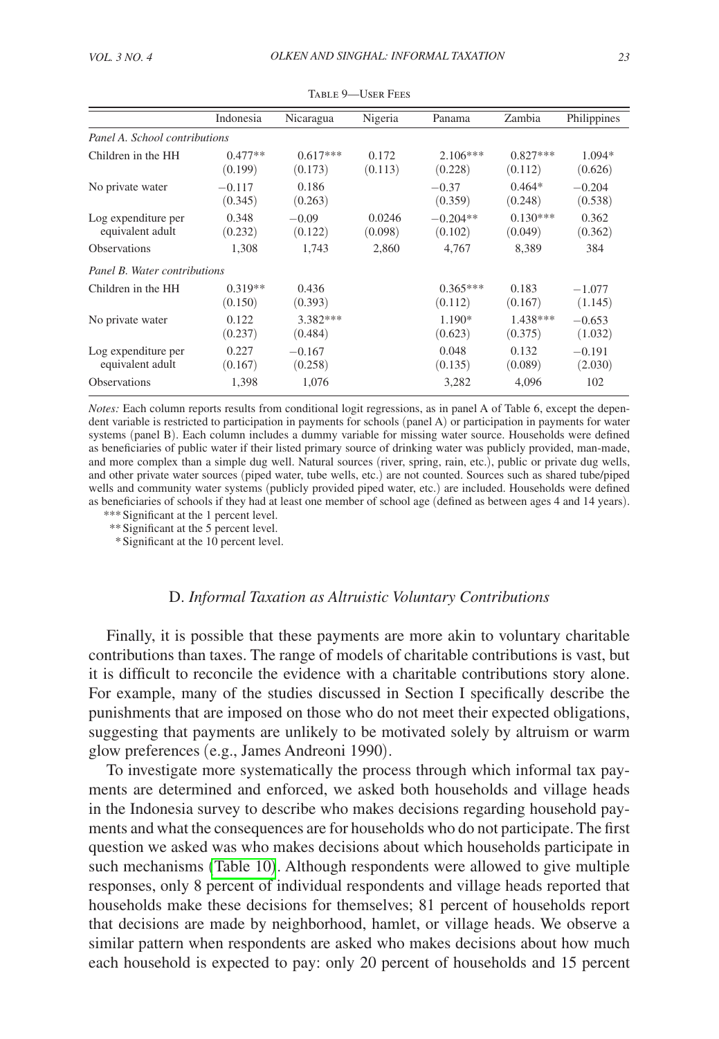Table 9—User Fees

| | Indonesia | Nicaragua | Nigeria | Panama | Zambia | Philippines |
|---|---|---|---|---|---|---|
| *Panel A. School contributions* | | | | | | |
| Children in the HH | 0.477** | 0.617*** | 0.172 | 2.106*** | 0.827*** | 1.094* |
| | (0.199) | (0.173) | (0.113) | (0.228) | (0.112) | (0.626) |
| No private water | −0.117 | 0.186 | | −0.37 | 0.464* | −0.204 |
| | (0.345) | (0.263) | | (0.359) | (0.248) | (0.538) |
| Log expenditure per equivalent adult | 0.348 | −0.09 | 0.0246 | −0.204** | 0.130*** | 0.362 |
| | (0.232) | (0.122) | (0.098) | (0.102) | (0.049) | (0.362) |
| Observations | 1,308 | 1,743 | 2,860 | 4,767 | 8,389 | 384 |
| *Panel B. Water contributions* | | | | | | |
| Children in the HH | 0.319** | 0.436 | | 0.365*** | 0.183 | −1.077 |
| | (0.150) | (0.393) | | (0.112) | (0.167) | (1.145) |
| No private water | 0.122 | 3.382*** | | 1.190* | 1.438*** | −0.653 |
| | (0.237) | (0.484) | | (0.623) | (0.375) | (1.032) |
| Log expenditure per equivalent adult | 0.227 | −0.167 | | 0.048 | 0.132 | −0.191 |
| | (0.167) | (0.258) | | (0.135) | (0.089) | (2.030) |
| Observations | 1,398 | 1,076 | | 3,282 | 4,096 | 102 |

*Notes:* Each column reports results from conditional logit regressions, as in panel A of Table 6, except the dependent variable is restricted to participation in payments for schools (panel A) or participation in payments for water systems (panel B). Each column includes a dummy variable for missing water source. Households were defined as beneficiaries of public water if their listed primary source of drinking water was publicly provided, man-made, and more complex than a simple dug well. Natural sources (river, spring, rain, etc.), public or private dug wells, and other private water sources (piped water, tube wells, etc.) are not counted. Sources such as shared tube/piped wells and community water systems (publicly provided piped water, etc.) are included. Households were defined as beneficiaries of schools if they had at least one member of school age (defined as between ages 4 and 14 years).

*** Significant at the 1 percent level.
** Significant at the 5 percent level.
* Significant at the 10 percent level.

### D. *Informal Taxation as Altruistic Voluntary Contributions*

Finally, it is possible that these payments are more akin to voluntary charitable contributions than taxes. The range of models of charitable contributions is vast, but it is difficult to reconcile the evidence with a charitable contributions story alone. For example, many of the studies discussed in Section I specifically describe the punishments that are imposed on those who do not meet their expected obligations, suggesting that payments are unlikely to be motivated solely by altruism or warm glow preferences (e.g., James Andreoni 1990).

To investigate more systematically the process through which informal tax payments are determined and enforced, we asked both households and village heads in the Indonesia survey to describe who makes decisions regarding household payments and what the consequences are for households who do not participate. The first question we asked was who makes decisions about which households participate in such mechanisms (Table 10). Although respondents were allowed to give multiple responses, only 8 percent of individual respondents and village heads reported that households make these decisions for themselves; 81 percent of households report that decisions are made by neighborhood, hamlet, or village heads. We observe a similar pattern when respondents are asked who makes decisions about how much each household is expected to pay: only 20 percent of households and 15 percent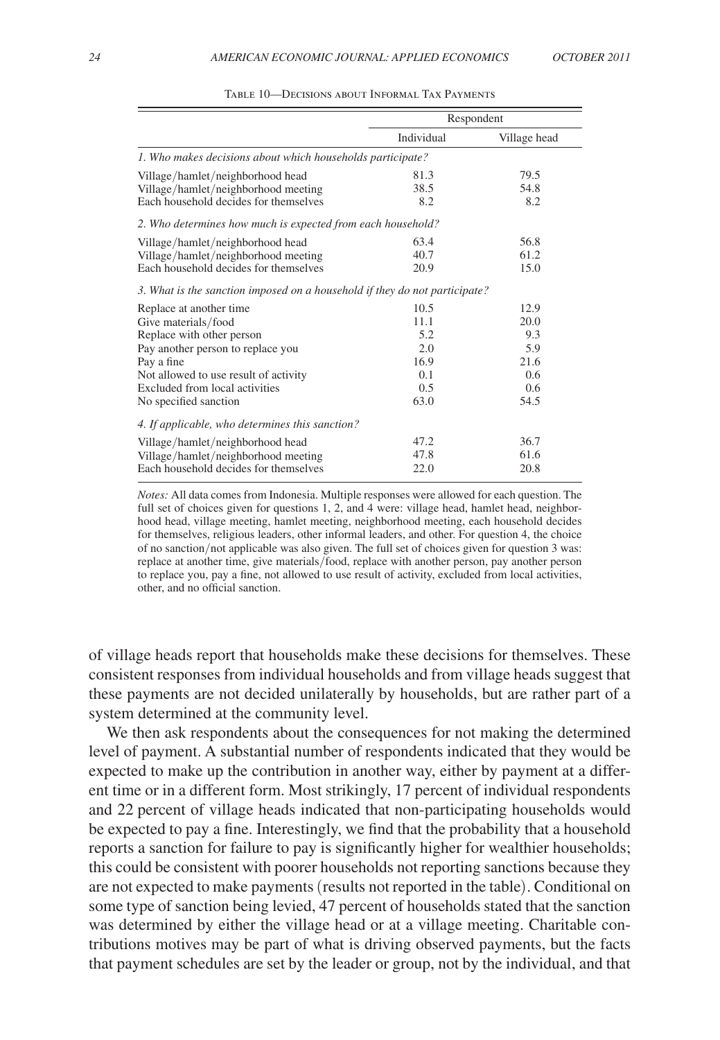Table 10—Decisions about Informal Tax Payments

| | Respondent | |
|---|---|---|
| | Individual | Village head |
| *1. Who makes decisions about which households participate?* | | |
| Village/hamlet/neighborhood head | 81.3 | 79.5 |
| Village/hamlet/neighborhood meeting | 38.5 | 54.8 |
| Each household decides for themselves | 8.2 | 8.2 |
| *2. Who determines how much is expected from each household?* | | |
| Village/hamlet/neighborhood head | 63.4 | 56.8 |
| Village/hamlet/neighborhood meeting | 40.7 | 61.2 |
| Each household decides for themselves | 20.9 | 15.0 |
| *3. What is the sanction imposed on a household if they do not participate?* | | |
| Replace at another time | 10.5 | 12.9 |
| Give materials/food | 11.1 | 20.0 |
| Replace with other person | 5.2 | 9.3 |
| Pay another person to replace you | 2.0 | 5.9 |
| Pay a fine | 16.9 | 21.6 |
| Not allowed to use result of activity | 0.1 | 0.6 |
| Excluded from local activities | 0.5 | 0.6 |
| No specified sanction | 63.0 | 54.5 |
| *4. If applicable, who determines this sanction?* | | |
| Village/hamlet/neighborhood head | 47.2 | 36.7 |
| Village/hamlet/neighborhood meeting | 47.8 | 61.6 |
| Each household decides for themselves | 22.0 | 20.8 |

*Notes:* All data comes from Indonesia. Multiple responses were allowed for each question. The full set of choices given for questions 1, 2, and 4 were: village head, hamlet head, neighborhood head, village meeting, hamlet meeting, neighborhood meeting, each household decides for themselves, religious leaders, other informal leaders, and other. For question 4, the choice of no sanction/not applicable was also given. The full set of choices given for question 3 was: replace at another time, give materials/food, replace with another person, pay another person to replace you, pay a fine, not allowed to use result of activity, excluded from local activities, other, and no official sanction.

of village heads report that households make these decisions for themselves. These consistent responses from individual households and from village heads suggest that these payments are not decided unilaterally by households, but are rather part of a system determined at the community level.

We then ask respondents about the consequences for not making the determined level of payment. A substantial number of respondents indicated that they would be expected to make up the contribution in another way, either by payment at a different time or in a different form. Most strikingly, 17 percent of individual respondents and 22 percent of village heads indicated that non-participating households would be expected to pay a fine. Interestingly, we find that the probability that a household reports a sanction for failure to pay is significantly higher for wealthier households; this could be consistent with poorer households not reporting sanctions because they are not expected to make payments (results not reported in the table). Conditional on some type of sanction being levied, 47 percent of households stated that the sanction was determined by either the village head or at a village meeting. Charitable contributions motives may be part of what is driving observed payments, but the facts that payment schedules are set by the leader or group, not by the individual, and that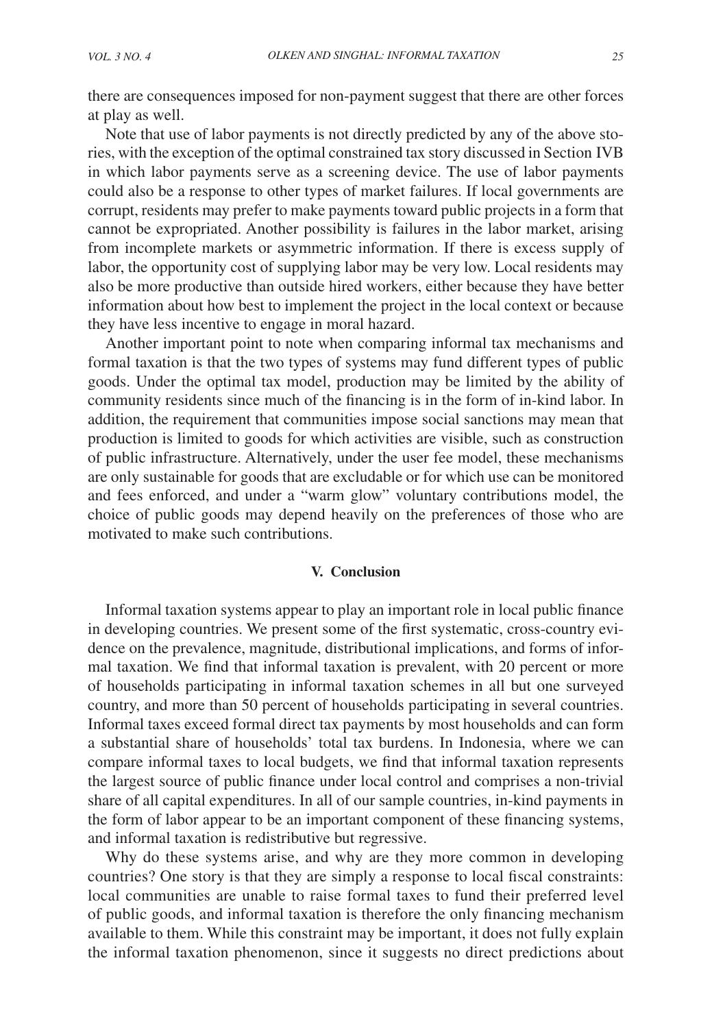there are consequences imposed for non-payment suggest that there are other forces at play as well.

Note that use of labor payments is not directly predicted by any of the above stories, with the exception of the optimal constrained tax story discussed in Section IVB in which labor payments serve as a screening device. The use of labor payments could also be a response to other types of market failures. If local governments are corrupt, residents may prefer to make payments toward public projects in a form that cannot be expropriated. Another possibility is failures in the labor market, arising from incomplete markets or asymmetric information. If there is excess supply of labor, the opportunity cost of supplying labor may be very low. Local residents may also be more productive than outside hired workers, either because they have better information about how best to implement the project in the local context or because they have less incentive to engage in moral hazard.

Another important point to note when comparing informal tax mechanisms and formal taxation is that the two types of systems may fund different types of public goods. Under the optimal tax model, production may be limited by the ability of community residents since much of the financing is in the form of in-kind labor. In addition, the requirement that communities impose social sanctions may mean that production is limited to goods for which activities are visible, such as construction of public infrastructure. Alternatively, under the user fee model, these mechanisms are only sustainable for goods that are excludable or for which use can be monitored and fees enforced, and under a "warm glow" voluntary contributions model, the choice of public goods may depend heavily on the preferences of those who are motivated to make such contributions.

## V. Conclusion

Informal taxation systems appear to play an important role in local public finance in developing countries. We present some of the first systematic, cross-country evidence on the prevalence, magnitude, distributional implications, and forms of informal taxation. We find that informal taxation is prevalent, with 20 percent or more of households participating in informal taxation schemes in all but one surveyed country, and more than 50 percent of households participating in several countries. Informal taxes exceed formal direct tax payments by most households and can form a substantial share of households' total tax burdens. In Indonesia, where we can compare informal taxes to local budgets, we find that informal taxation represents the largest source of public finance under local control and comprises a non-trivial share of all capital expenditures. In all of our sample countries, in-kind payments in the form of labor appear to be an important component of these financing systems, and informal taxation is redistributive but regressive.

Why do these systems arise, and why are they more common in developing countries? One story is that they are simply a response to local fiscal constraints: local communities are unable to raise formal taxes to fund their preferred level of public goods, and informal taxation is therefore the only financing mechanism available to them. While this constraint may be important, it does not fully explain the informal taxation phenomenon, since it suggests no direct predictions about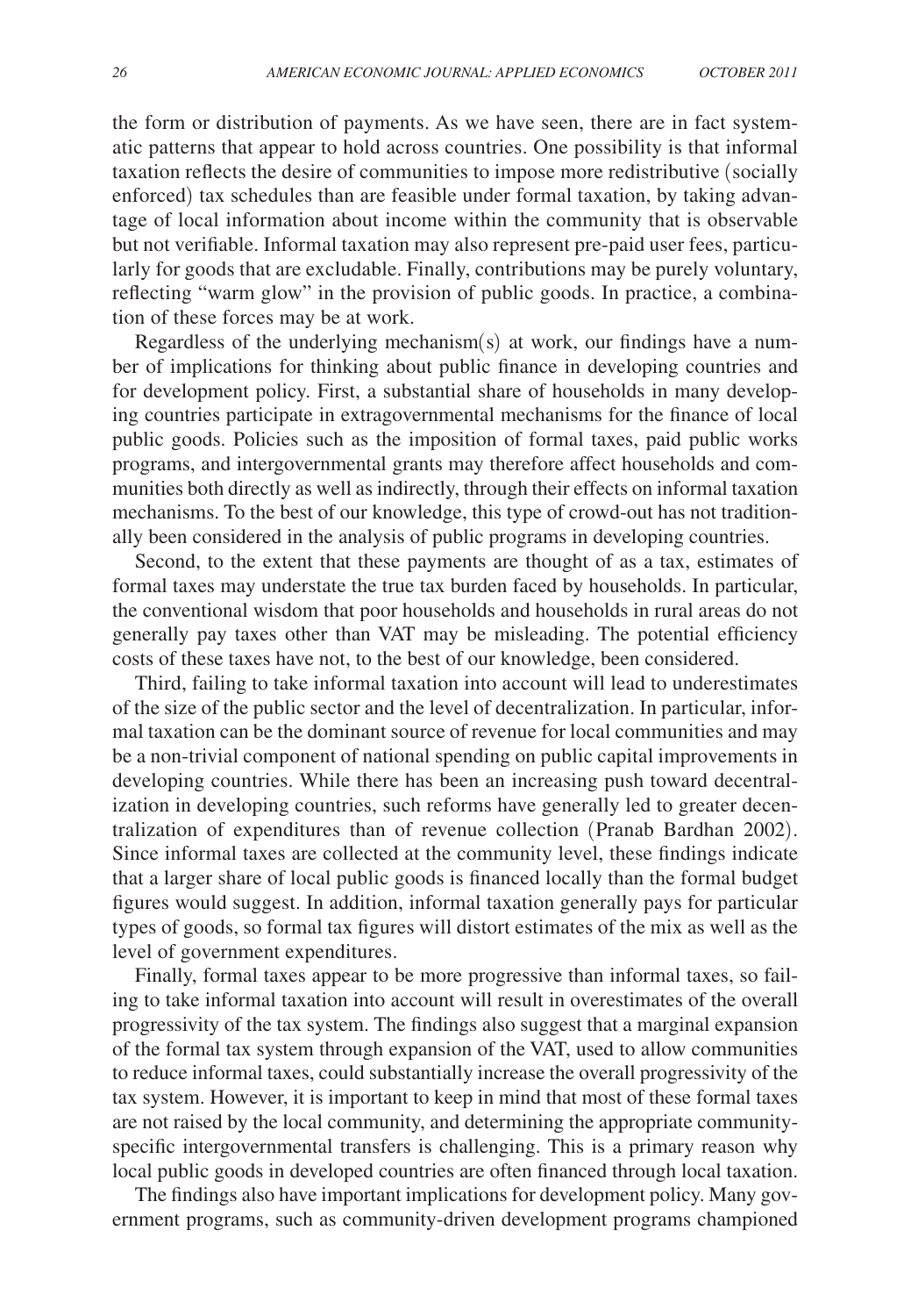the form or distribution of payments. As we have seen, there are in fact systematic patterns that appear to hold across countries. One possibility is that informal taxation reflects the desire of communities to impose more redistributive (socially enforced) tax schedules than are feasible under formal taxation, by taking advantage of local information about income within the community that is observable but not verifiable. Informal taxation may also represent pre-paid user fees, particularly for goods that are excludable. Finally, contributions may be purely voluntary, reflecting "warm glow" in the provision of public goods. In practice, a combination of these forces may be at work.

Regardless of the underlying mechanism(s) at work, our findings have a number of implications for thinking about public finance in developing countries and for development policy. First, a substantial share of households in many developing countries participate in extragovernmental mechanisms for the finance of local public goods. Policies such as the imposition of formal taxes, paid public works programs, and intergovernmental grants may therefore affect households and communities both directly as well as indirectly, through their effects on informal taxation mechanisms. To the best of our knowledge, this type of crowd-out has not traditionally been considered in the analysis of public programs in developing countries.

Second, to the extent that these payments are thought of as a tax, estimates of formal taxes may understate the true tax burden faced by households. In particular, the conventional wisdom that poor households and households in rural areas do not generally pay taxes other than VAT may be misleading. The potential efficiency costs of these taxes have not, to the best of our knowledge, been considered.

Third, failing to take informal taxation into account will lead to underestimates of the size of the public sector and the level of decentralization. In particular, informal taxation can be the dominant source of revenue for local communities and may be a non-trivial component of national spending on public capital improvements in developing countries. While there has been an increasing push toward decentralization in developing countries, such reforms have generally led to greater decentralization of expenditures than of revenue collection (Pranab Bardhan 2002). Since informal taxes are collected at the community level, these findings indicate that a larger share of local public goods is financed locally than the formal budget figures would suggest. In addition, informal taxation generally pays for particular types of goods, so formal tax figures will distort estimates of the mix as well as the level of government expenditures.

Finally, formal taxes appear to be more progressive than informal taxes, so failing to take informal taxation into account will result in overestimates of the overall progressivity of the tax system. The findings also suggest that a marginal expansion of the formal tax system through expansion of the VAT, used to allow communities to reduce informal taxes, could substantially increase the overall progressivity of the tax system. However, it is important to keep in mind that most of these formal taxes are not raised by the local community, and determining the appropriate community-specific intergovernmental transfers is challenging. This is a primary reason why local public goods in developed countries are often financed through local taxation.

The findings also have important implications for development policy. Many government programs, such as community-driven development programs championed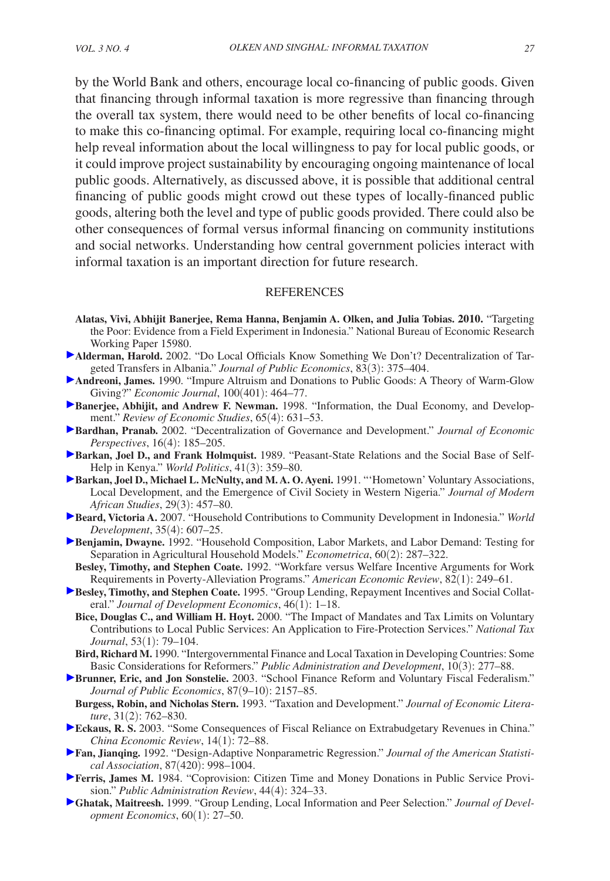by the World Bank and others, encourage local co-financing of public goods. Given that financing through informal taxation is more regressive than financing through the overall tax system, there would need to be other benefits of local co-financing to make this co-financing optimal. For example, requiring local co-financing might help reveal information about the local willingness to pay for local public goods, or it could improve project sustainability by encouraging ongoing maintenance of local public goods. Alternatively, as discussed above, it is possible that additional central financing of public goods might crowd out these types of locally-financed public goods, altering both the level and type of public goods provided. There could also be other consequences of formal versus informal financing on community institutions and social networks. Understanding how central government policies interact with informal taxation is an important direction for future research.

## REFERENCES

**Alatas, Vivi, Abhijit Banerjee, Rema Hanna, Benjamin A. Olken, and Julia Tobias. 2010.** "Targeting the Poor: Evidence from a Field Experiment in Indonesia." National Bureau of Economic Research Working Paper 15980.

**Alderman, Harold.** 2002. "Do Local Officials Know Something We Don't? Decentralization of Targeted Transfers in Albania." *Journal of Public Economics*, 83(3): 375–404.

**Andreoni, James.** 1990. "Impure Altruism and Donations to Public Goods: A Theory of Warm-Glow Giving?" *Economic Journal*, 100(401): 464–77.

**Banerjee, Abhijit, and Andrew F. Newman.** 1998. "Information, the Dual Economy, and Development." *Review of Economic Studies*, 65(4): 631–53.

**Bardhan, Pranab.** 2002. "Decentralization of Governance and Development." *Journal of Economic Perspectives*, 16(4): 185–205.

**Barkan, Joel D., and Frank Holmquist.** 1989. "Peasant-State Relations and the Social Base of Self-Help in Kenya." *World Politics*, 41(3): 359–80.

**Barkan, Joel D., Michael L. McNulty, and M. A. O. Ayeni.** 1991. "'Hometown' Voluntary Associations, Local Development, and the Emergence of Civil Society in Western Nigeria." *Journal of Modern African Studies*, 29(3): 457–80.

**Beard, Victoria A.** 2007. "Household Contributions to Community Development in Indonesia." *World Development*, 35(4): 607–25.

**Benjamin, Dwayne.** 1992. "Household Composition, Labor Markets, and Labor Demand: Testing for Separation in Agricultural Household Models." *Econometrica*, 60(2): 287–322.

**Besley, Timothy, and Stephen Coate.** 1992. "Workfare versus Welfare Incentive Arguments for Work Requirements in Poverty-Alleviation Programs." *American Economic Review*, 82(1): 249–61.

**Besley, Timothy, and Stephen Coate.** 1995. "Group Lending, Repayment Incentives and Social Collateral." *Journal of Development Economics*, 46(1): 1–18.

**Bice, Douglas C., and William H. Hoyt.** 2000. "The Impact of Mandates and Tax Limits on Voluntary Contributions to Local Public Services: An Application to Fire-Protection Services." *National Tax Journal*, 53(1): 79–104.

**Bird, Richard M.** 1990. "Intergovernmental Finance and Local Taxation in Developing Countries: Some Basic Considerations for Reformers." *Public Administration and Development*, 10(3): 277–88.

**Brunner, Eric, and Jon Sonstelie.** 2003. "School Finance Reform and Voluntary Fiscal Federalism." *Journal of Public Economics*, 87(9–10): 2157–85.

**Burgess, Robin, and Nicholas Stern.** 1993. "Taxation and Development." *Journal of Economic Literature*, 31(2): 762–830.

**Eckaus, R. S.** 2003. "Some Consequences of Fiscal Reliance on Extrabudgetary Revenues in China." *China Economic Review*, 14(1): 72–88.

**Fan, Jianqing.** 1992. "Design-Adaptive Nonparametric Regression." *Journal of the American Statistical Association*, 87(420): 998–1004.

**Ferris, James M.** 1984. "Coprovision: Citizen Time and Money Donations in Public Service Provision." *Public Administration Review*, 44(4): 324–33.

**Ghatak, Maitreesh.** 1999. "Group Lending, Local Information and Peer Selection." *Journal of Development Economics*, 60(1): 27–50.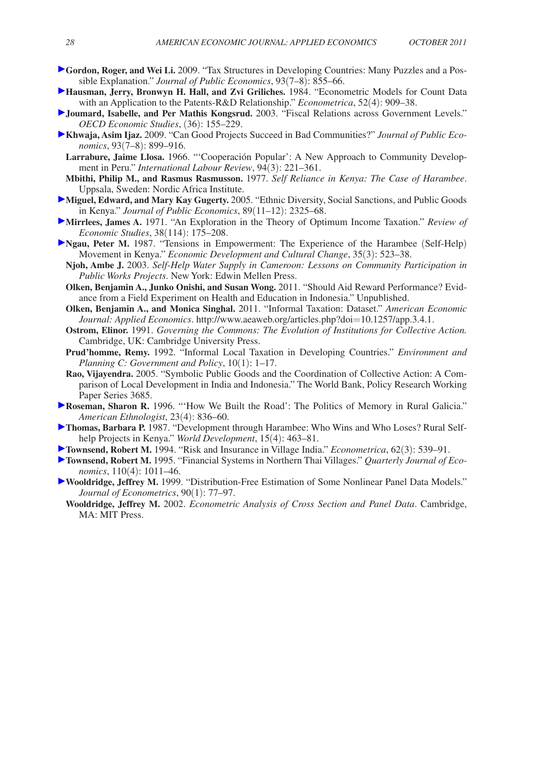**Gordon, Roger, and Wei Li.** 2009. "Tax Structures in Developing Countries: Many Puzzles and a Possible Explanation." *Journal of Public Economics*, 93(7–8): 855–66.

**Hausman, Jerry, Bronwyn H. Hall, and Zvi Griliches.** 1984. "Econometric Models for Count Data with an Application to the Patents-R&D Relationship." *Econometrica*, 52(4): 909–38.

**Joumard, Isabelle, and Per Mathis Kongsrud.** 2003. "Fiscal Relations across Government Levels." *OECD Economic Studies*, (36): 155–229.

**Khwaja, Asim Ijaz.** 2009. "Can Good Projects Succeed in Bad Communities?" *Journal of Public Economics*, 93(7–8): 899–916.

**Larrabure, Jaime Llosa.** 1966. "'Cooperación Popular': A New Approach to Community Development in Peru." *International Labour Review*, 94(3): 221–361.

**Mbithi, Philip M., and Rasmus Rasmusson.** 1977. *Self Reliance in Kenya: The Case of Harambee*. Uppsala, Sweden: Nordic Africa Institute.

**Miguel, Edward, and Mary Kay Gugerty.** 2005. "Ethnic Diversity, Social Sanctions, and Public Goods in Kenya." *Journal of Public Economics*, 89(11–12): 2325–68.

**Mirrlees, James A.** 1971. "An Exploration in the Theory of Optimum Income Taxation." *Review of Economic Studies*, 38(114): 175–208.

**Ngau, Peter M.** 1987. "Tensions in Empowerment: The Experience of the Harambee (Self-Help) Movement in Kenya." *Economic Development and Cultural Change*, 35(3): 523–38.

**Njoh, Ambe J.** 2003. *Self-Help Water Supply in Cameroon: Lessons on Community Participation in Public Works Projects*. New York: Edwin Mellen Press.

**Olken, Benjamin A., Junko Onishi, and Susan Wong.** 2011. "Should Aid Reward Performance? Evidance from a Field Experiment on Health and Education in Indonesia." Unpublished.

**Olken, Benjamin A., and Monica Singhal.** 2011. "Informal Taxation: Dataset." *American Economic Journal: Applied Economics*. http://www.aeaweb.org/articles.php?doi=10.1257/app.3.4.1.

**Ostrom, Elinor.** 1991. *Governing the Commons: The Evolution of Institutions for Collective Action.* Cambridge, UK: Cambridge University Press.

**Prud'homme, Remy.** 1992. "Informal Local Taxation in Developing Countries." *Environment and Planning C: Government and Policy*, 10(1): 1–17.

**Rao, Vijayendra.** 2005. "Symbolic Public Goods and the Coordination of Collective Action: A Comparison of Local Development in India and Indonesia." The World Bank, Policy Research Working Paper Series 3685.

**Roseman, Sharon R.** 1996. "'How We Built the Road': The Politics of Memory in Rural Galicia." *American Ethnologist*, 23(4): 836–60.

**Thomas, Barbara P.** 1987. "Development through Harambee: Who Wins and Who Loses? Rural Self-help Projects in Kenya." *World Development*, 15(4): 463–81.

**Townsend, Robert M.** 1994. "Risk and Insurance in Village India." *Econometrica*, 62(3): 539–91.

**Townsend, Robert M.** 1995. "Financial Systems in Northern Thai Villages." *Quarterly Journal of Economics*, 110(4): 1011–46.

**Wooldridge, Jeffrey M.** 1999. "Distribution-Free Estimation of Some Nonlinear Panel Data Models." *Journal of Econometrics*, 90(1): 77–97.

**Wooldridge, Jeffrey M.** 2002. *Econometric Analysis of Cross Section and Panel Data*. Cambridge, MA: MIT Press.